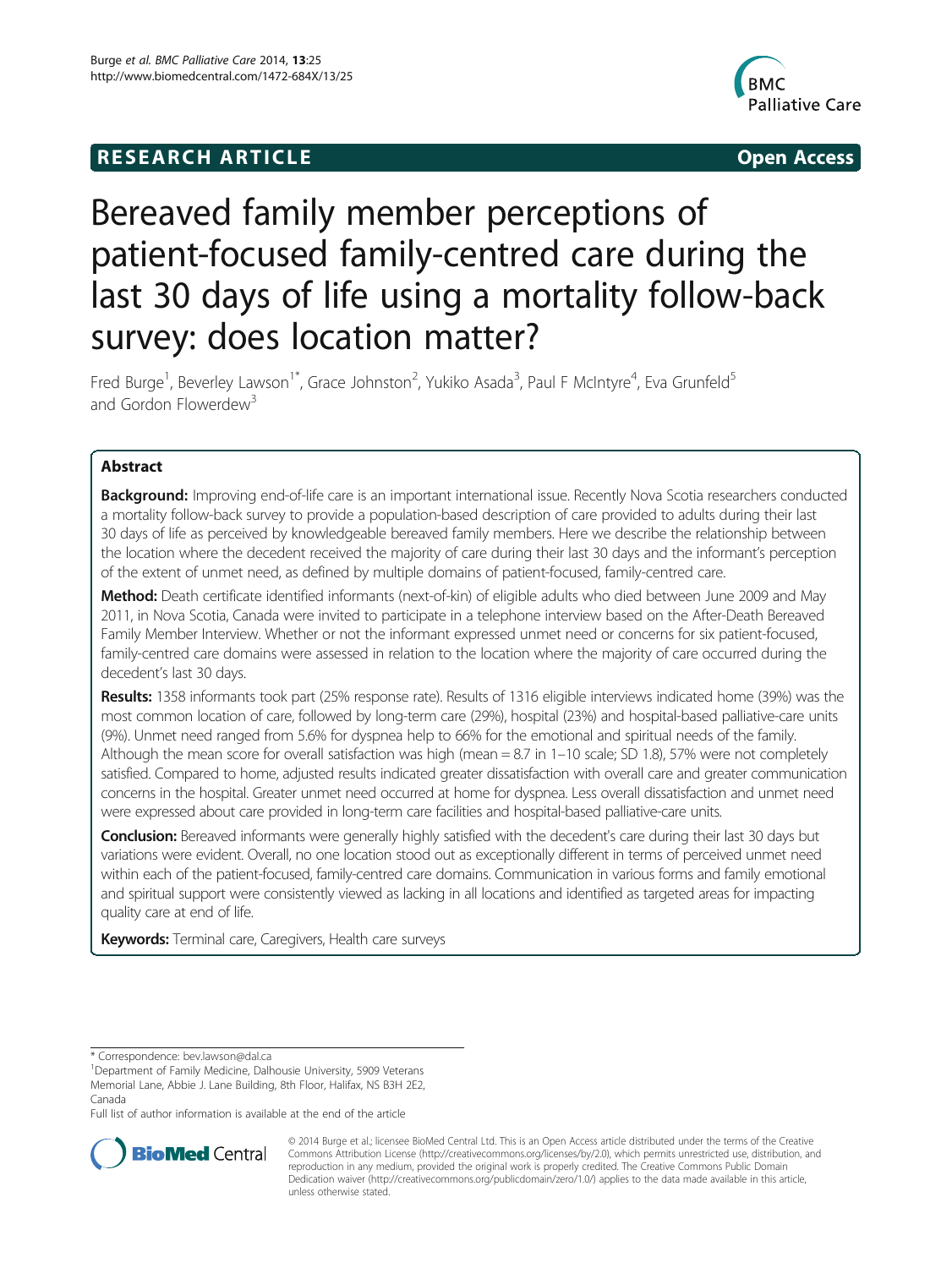**RESEARCH ARTICLE** **Open Access**

# Bereaved family member perceptions of patient-focused family-centred care during the last 30 days of life using a mortality follow-back survey: does location matter?

Fred Burge[1], Beverley Lawson[1*], Grace Johnston[2], Yukiko Asada[3], Paul F McIntyre[4], Eva Grunfeld[5] and Gordon Flowerdew[3]

## Abstract

**Background:** Improving end-of-life care is an important international issue. Recently Nova Scotia researchers conducted a mortality follow-back survey to provide a population-based description of care provided to adults during their last 30 days of life as perceived by knowledgeable bereaved family members. Here we describe the relationship between the location where the decedent received the majority of care during their last 30 days and the informant's perception of the extent of unmet need, as defined by multiple domains of patient-focused, family-centred care.

**Method:** Death certificate identified informants (next-of-kin) of eligible adults who died between June 2009 and May 2011, in Nova Scotia, Canada were invited to participate in a telephone interview based on the After-Death Bereaved Family Member Interview. Whether or not the informant expressed unmet need or concerns for six patient-focused, family-centred care domains were assessed in relation to the location where the majority of care occurred during the decedent's last 30 days.

**Results:** 1358 informants took part (25% response rate). Results of 1316 eligible interviews indicated home (39%) was the most common location of care, followed by long-term care (29%), hospital (23%) and hospital-based palliative-care units (9%). Unmet need ranged from 5.6% for dyspnea help to 66% for the emotional and spiritual needs of the family. Although the mean score for overall satisfaction was high (mean = 8.7 in 1–10 scale; SD 1.8), 57% were not completely satisfied. Compared to home, adjusted results indicated greater dissatisfaction with overall care and greater communication concerns in the hospital. Greater unmet need occurred at home for dyspnea. Less overall dissatisfaction and unmet need were expressed about care provided in long-term care facilities and hospital-based palliative-care units.

**Conclusion:** Bereaved informants were generally highly satisfied with the decedent's care during their last 30 days but variations were evident. Overall, no one location stood out as exceptionally different in terms of perceived unmet need within each of the patient-focused, family-centred care domains. Communication in various forms and family emotional and spiritual support were consistently viewed as lacking in all locations and identified as targeted areas for impacting quality care at end of life.

**Keywords:** Terminal care, Caregivers, Health care surveys

---

* Correspondence: bev.lawson@dal.ca
[1]Department of Family Medicine, Dalhousie University, 5909 Veterans Memorial Lane, Abbie J. Lane Building, 8th Floor, Halifax, NS B3H 2E2, Canada
Full list of author information is available at the end of the article

© 2014 Burge et al.; licensee BioMed Central Ltd. This is an Open Access article distributed under the terms of the Creative Commons Attribution License (http://creativecommons.org/licenses/by/2.0), which permits unrestricted use, distribution, and reproduction in any medium, provided the original work is properly credited. The Creative Commons Public Domain Dedication waiver (http://creativecommons.org/publicdomain/zero/1.0/) applies to the data made available in this article, unless otherwise stated.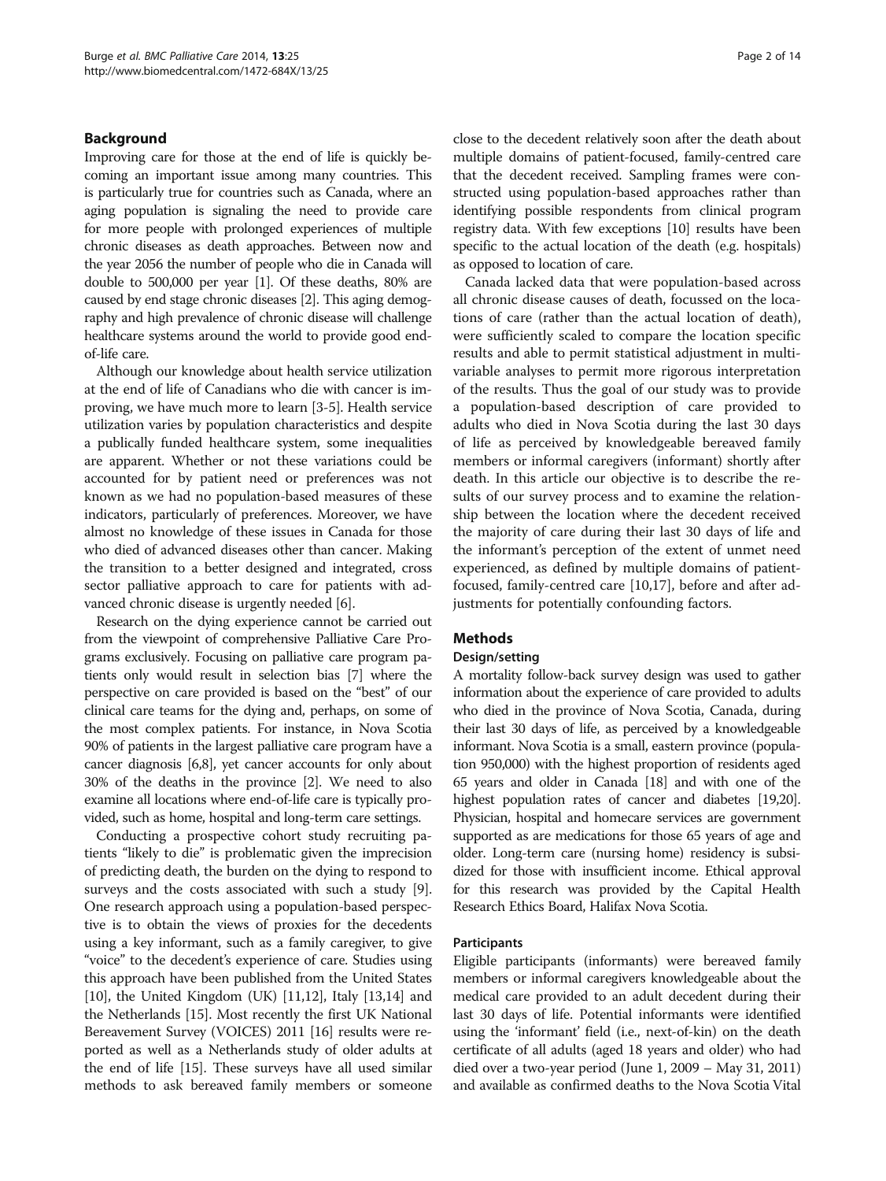## Background

Improving care for those at the end of life is quickly becoming an important issue among many countries. This is particularly true for countries such as Canada, where an aging population is signaling the need to provide care for more people with prolonged experiences of multiple chronic diseases as death approaches. Between now and the year 2056 the number of people who die in Canada will double to 500,000 per year [1]. Of these deaths, 80% are caused by end stage chronic diseases [2]. This aging demography and high prevalence of chronic disease will challenge healthcare systems around the world to provide good end-of-life care.

Although our knowledge about health service utilization at the end of life of Canadians who die with cancer is improving, we have much more to learn [3-5]. Health service utilization varies by population characteristics and despite a publically funded healthcare system, some inequalities are apparent. Whether or not these variations could be accounted for by patient need or preferences was not known as we had no population-based measures of these indicators, particularly of preferences. Moreover, we have almost no knowledge of these issues in Canada for those who died of advanced diseases other than cancer. Making the transition to a better designed and integrated, cross sector palliative approach to care for patients with advanced chronic disease is urgently needed [6].

Research on the dying experience cannot be carried out from the viewpoint of comprehensive Palliative Care Programs exclusively. Focusing on palliative care program patients only would result in selection bias [7] where the perspective on care provided is based on the "best" of our clinical care teams for the dying and, perhaps, on some of the most complex patients. For instance, in Nova Scotia 90% of patients in the largest palliative care program have a cancer diagnosis [6,8], yet cancer accounts for only about 30% of the deaths in the province [2]. We need to also examine all locations where end-of-life care is typically provided, such as home, hospital and long-term care settings.

Conducting a prospective cohort study recruiting patients "likely to die" is problematic given the imprecision of predicting death, the burden on the dying to respond to surveys and the costs associated with such a study [9]. One research approach using a population-based perspective is to obtain the views of proxies for the decedents using a key informant, such as a family caregiver, to give "voice" to the decedent's experience of care. Studies using this approach have been published from the United States [10], the United Kingdom (UK) [11,12], Italy [13,14] and the Netherlands [15]. Most recently the first UK National Bereavement Survey (VOICES) 2011 [16] results were reported as well as a Netherlands study of older adults at the end of life [15]. These surveys have all used similar methods to ask bereaved family members or someone close to the decedent relatively soon after the death about multiple domains of patient-focused, family-centred care that the decedent received. Sampling frames were constructed using population-based approaches rather than identifying possible respondents from clinical program registry data. With few exceptions [10] results have been specific to the actual location of the death (e.g. hospitals) as opposed to location of care.

Canada lacked data that were population-based across all chronic disease causes of death, focussed on the locations of care (rather than the actual location of death), were sufficiently scaled to compare the location specific results and able to permit statistical adjustment in multivariable analyses to permit more rigorous interpretation of the results. Thus the goal of our study was to provide a population-based description of care provided to adults who died in Nova Scotia during the last 30 days of life as perceived by knowledgeable bereaved family members or informal caregivers (informant) shortly after death. In this article our objective is to describe the results of our survey process and to examine the relationship between the location where the decedent received the majority of care during their last 30 days of life and the informant's perception of the extent of unmet need experienced, as defined by multiple domains of patient-focused, family-centred care [10,17], before and after adjustments for potentially confounding factors.

## Methods

### Design/setting

A mortality follow-back survey design was used to gather information about the experience of care provided to adults who died in the province of Nova Scotia, Canada, during their last 30 days of life, as perceived by a knowledgeable informant. Nova Scotia is a small, eastern province (population 950,000) with the highest proportion of residents aged 65 years and older in Canada [18] and with one of the highest population rates of cancer and diabetes [19,20]. Physician, hospital and homecare services are government supported as are medications for those 65 years of age and older. Long-term care (nursing home) residency is subsidized for those with insufficient income. Ethical approval for this research was provided by the Capital Health Research Ethics Board, Halifax Nova Scotia.

### Participants

Eligible participants (informants) were bereaved family members or informal caregivers knowledgeable about the medical care provided to an adult decedent during their last 30 days of life. Potential informants were identified using the 'informant' field (i.e., next-of-kin) on the death certificate of all adults (aged 18 years and older) who had died over a two-year period (June 1, 2009 – May 31, 2011) and available as confirmed deaths to the Nova Scotia Vital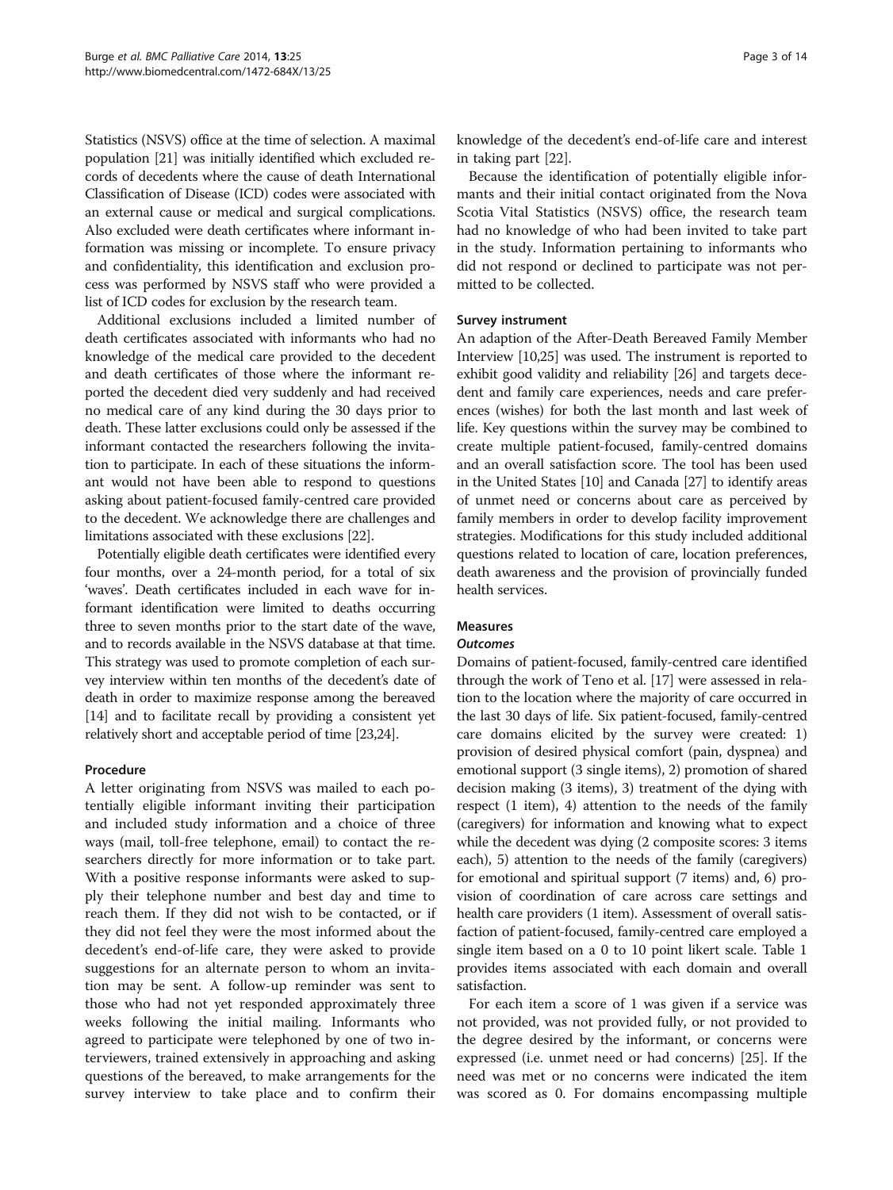Statistics (NSVS) office at the time of selection. A maximal population [21] was initially identified which excluded records of decedents where the cause of death International Classification of Disease (ICD) codes were associated with an external cause or medical and surgical complications. Also excluded were death certificates where informant information was missing or incomplete. To ensure privacy and confidentiality, this identification and exclusion process was performed by NSVS staff who were provided a list of ICD codes for exclusion by the research team.

Additional exclusions included a limited number of death certificates associated with informants who had no knowledge of the medical care provided to the decedent and death certificates of those where the informant reported the decedent died very suddenly and had received no medical care of any kind during the 30 days prior to death. These latter exclusions could only be assessed if the informant contacted the researchers following the invitation to participate. In each of these situations the informant would not have been able to respond to questions asking about patient-focused family-centred care provided to the decedent. We acknowledge there are challenges and limitations associated with these exclusions [22].

Potentially eligible death certificates were identified every four months, over a 24-month period, for a total of six 'waves'. Death certificates included in each wave for informant identification were limited to deaths occurring three to seven months prior to the start date of the wave, and to records available in the NSVS database at that time. This strategy was used to promote completion of each survey interview within ten months of the decedent's date of death in order to maximize response among the bereaved [14] and to facilitate recall by providing a consistent yet relatively short and acceptable period of time [23,24].

### Procedure

A letter originating from NSVS was mailed to each potentially eligible informant inviting their participation and included study information and a choice of three ways (mail, toll-free telephone, email) to contact the researchers directly for more information or to take part. With a positive response informants were asked to supply their telephone number and best day and time to reach them. If they did not wish to be contacted, or if they did not feel they were the most informed about the decedent's end-of-life care, they were asked to provide suggestions for an alternate person to whom an invitation may be sent. A follow-up reminder was sent to those who had not yet responded approximately three weeks following the initial mailing. Informants who agreed to participate were telephoned by one of two interviewers, trained extensively in approaching and asking questions of the bereaved, to make arrangements for the survey interview to take place and to confirm their knowledge of the decedent's end-of-life care and interest in taking part [22].

Because the identification of potentially eligible informants and their initial contact originated from the Nova Scotia Vital Statistics (NSVS) office, the research team had no knowledge of who had been invited to take part in the study. Information pertaining to informants who did not respond or declined to participate was not permitted to be collected.

### Survey instrument

An adaption of the After-Death Bereaved Family Member Interview [10,25] was used. The instrument is reported to exhibit good validity and reliability [26] and targets decedent and family care experiences, needs and care preferences (wishes) for both the last month and last week of life. Key questions within the survey may be combined to create multiple patient-focused, family-centred domains and an overall satisfaction score. The tool has been used in the United States [10] and Canada [27] to identify areas of unmet need or concerns about care as perceived by family members in order to develop facility improvement strategies. Modifications for this study included additional questions related to location of care, location preferences, death awareness and the provision of provincially funded health services.

### Measures

#### *Outcomes*

Domains of patient-focused, family-centred care identified through the work of Teno et al. [17] were assessed in relation to the location where the majority of care occurred in the last 30 days of life. Six patient-focused, family-centred care domains elicited by the survey were created: 1) provision of desired physical comfort (pain, dyspnea) and emotional support (3 single items), 2) promotion of shared decision making (3 items), 3) treatment of the dying with respect (1 item), 4) attention to the needs of the family (caregivers) for information and knowing what to expect while the decedent was dying (2 composite scores: 3 items each), 5) attention to the needs of the family (caregivers) for emotional and spiritual support (7 items) and, 6) provision of coordination of care across care settings and health care providers (1 item). Assessment of overall satisfaction of patient-focused, family-centred care employed a single item based on a 0 to 10 point likert scale. Table 1 provides items associated with each domain and overall satisfaction.

For each item a score of 1 was given if a service was not provided, was not provided fully, or not provided to the degree desired by the informant, or concerns were expressed (i.e. unmet need or had concerns) [25]. If the need was met or no concerns were indicated the item was scored as 0. For domains encompassing multiple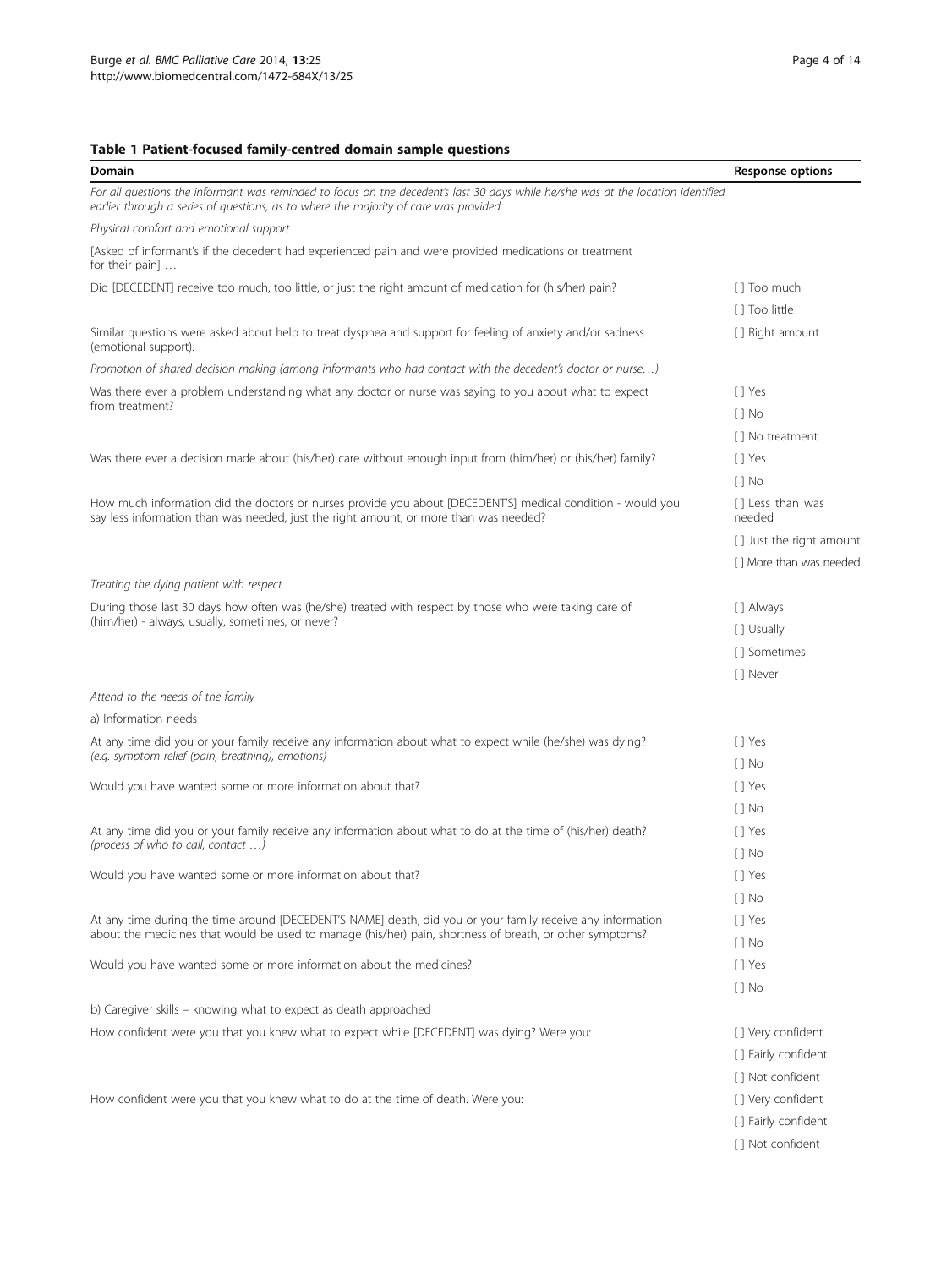## Table 1 Patient-focused family-centred domain sample questions

| Domain | Response options |
|---|---|
| *For all questions the informant was reminded to focus on the decedent's last 30 days while he/she was at the location identified earlier through a series of questions, as to where the majority of care was provided.* | |
| *Physical comfort and emotional support* | |
| [Asked of informant's if the decedent had experienced pain and were provided medications or treatment for their pain] … | |
| Did [DECEDENT] receive too much, too little, or just the right amount of medication for (his/her) pain? | [ ] Too much<br>[ ] Too little<br>[ ] Right amount |
| Similar questions were asked about help to treat dyspnea and support for feeling of anxiety and/or sadness (emotional support). | |
| *Promotion of shared decision making (among informants who had contact with the decedent's doctor or nurse…)* | |
| Was there ever a problem understanding what any doctor or nurse was saying to you about what to expect from treatment? | [ ] Yes<br>[ ] No<br>[ ] No treatment |
| Was there ever a decision made about (his/her) care without enough input from (him/her) or (his/her) family? | [ ] Yes<br>[ ] No |
| How much information did the doctors or nurses provide you about [DECEDENT'S] medical condition - would you say less information than was needed, just the right amount, or more than was needed? | [ ] Less than was needed<br>[ ] Just the right amount<br>[ ] More than was needed |
| *Treating the dying patient with respect* | |
| During those last 30 days how often was (he/she) treated with respect by those who were taking care of (him/her) - always, usually, sometimes, or never? | [ ] Always<br>[ ] Usually<br>[ ] Sometimes<br>[ ] Never |
| *Attend to the needs of the family* | |
| a) Information needs | |
| At any time did you or your family receive any information about what to expect while (he/she) was dying? *(e.g. symptom relief (pain, breathing), emotions)* | [ ] Yes<br>[ ] No |
| Would you have wanted some or more information about that? | [ ] Yes<br>[ ] No |
| At any time did you or your family receive any information about what to do at the time of (his/her) death? *(process of who to call, contact …)* | [ ] Yes<br>[ ] No |
| Would you have wanted some or more information about that? | [ ] Yes<br>[ ] No |
| At any time during the time around [DECEDENT'S NAME] death, did you or your family receive any information about the medicines that would be used to manage (his/her) pain, shortness of breath, or other symptoms? | [ ] Yes<br>[ ] No |
| Would you have wanted some or more information about the medicines? | [ ] Yes<br>[ ] No |
| b) Caregiver skills – knowing what to expect as death approached | |
| How confident were you that you knew what to expect while [DECEDENT] was dying? Were you: | [ ] Very confident<br>[ ] Fairly confident<br>[ ] Not confident |
| How confident were you that you knew what to do at the time of death. Were you: | [ ] Very confident<br>[ ] Fairly confident<br>[ ] Not confident |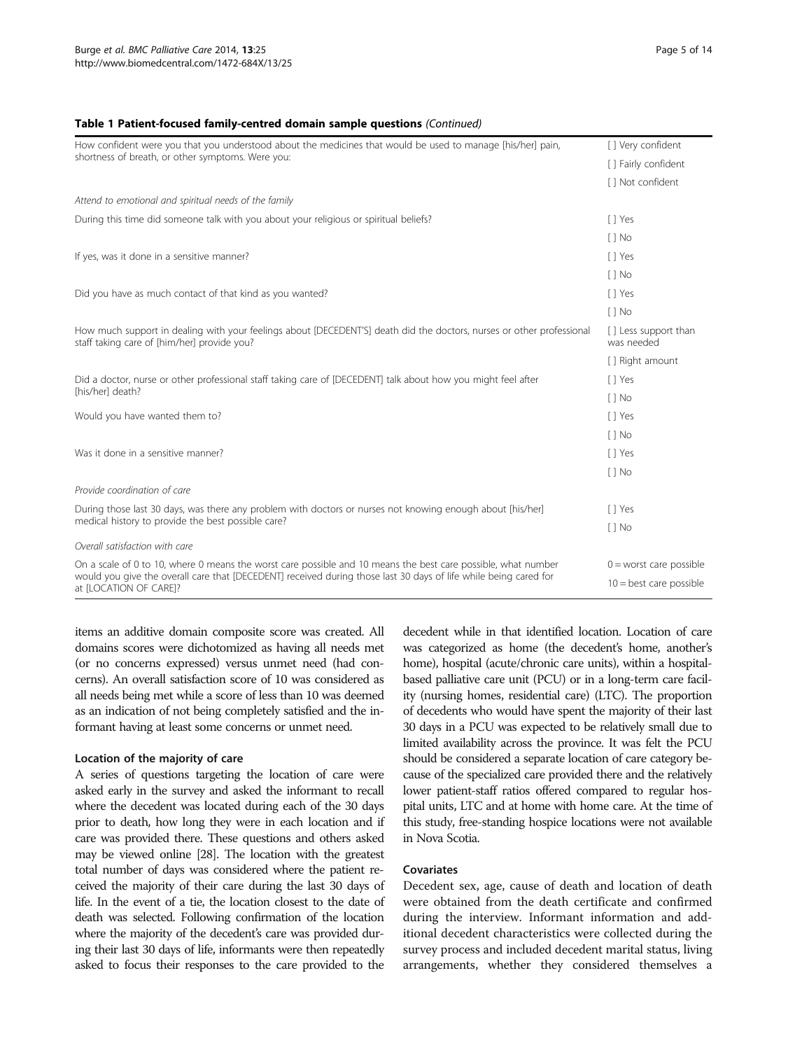**Table 1 Patient-focused family-centred domain sample questions** *(Continued)*

| | |
|---|---|
| How confident were you that you understood about the medicines that would be used to manage [his/her] pain, shortness of breath, or other symptoms. Were you: | [ ] Very confident |
| | [ ] Fairly confident |
| | [ ] Not confident |
| *Attend to emotional and spiritual needs of the family* | |
| During this time did someone talk with you about your religious or spiritual beliefs? | [ ] Yes |
| | [ ] No |
| If yes, was it done in a sensitive manner? | [ ] Yes |
| | [ ] No |
| Did you have as much contact of that kind as you wanted? | [ ] Yes |
| | [ ] No |
| How much support in dealing with your feelings about [DECEDENT'S] death did the doctors, nurses or other professional staff taking care of [him/her] provide you? | [ ] Less support than was needed |
| | [ ] Right amount |
| Did a doctor, nurse or other professional staff taking care of [DECEDENT] talk about how you might feel after [his/her] death? | [ ] Yes |
| | [ ] No |
| Would you have wanted them to? | [ ] Yes |
| | [ ] No |
| Was it done in a sensitive manner? | [ ] Yes |
| | [ ] No |
| *Provide coordination of care* | |
| During those last 30 days, was there any problem with doctors or nurses not knowing enough about [his/her] medical history to provide the best possible care? | [ ] Yes |
| | [ ] No |
| *Overall satisfaction with care* | |
| On a scale of 0 to 10, where 0 means the worst care possible and 10 means the best care possible, what number would you give the overall care that [DECEDENT] received during those last 30 days of life while being cared for at [LOCATION OF CARE]? | 0 = worst care possible |
| | 10 = best care possible |

items an additive domain composite score was created. All domains scores were dichotomized as having all needs met (or no concerns expressed) versus unmet need (had concerns). An overall satisfaction score of 10 was considered as all needs being met while a score of less than 10 was deemed as an indication of not being completely satisfied and the informant having at least some concerns or unmet need.

### Location of the majority of care

A series of questions targeting the location of care were asked early in the survey and asked the informant to recall where the decedent was located during each of the 30 days prior to death, how long they were in each location and if care was provided there. These questions and others asked may be viewed online [28]. The location with the greatest total number of days was considered where the patient received the majority of their care during the last 30 days of life. In the event of a tie, the location closest to the date of death was selected. Following confirmation of the location where the majority of the decedent's care was provided during their last 30 days of life, informants were then repeatedly asked to focus their responses to the care provided to the decedent while in that identified location. Location of care was categorized as home (the decedent's home, another's home), hospital (acute/chronic care units), within a hospital-based palliative care unit (PCU) or in a long-term care facility (nursing homes, residential care) (LTC). The proportion of decedents who would have spent the majority of their last 30 days in a PCU was expected to be relatively small due to limited availability across the province. It was felt the PCU should be considered a separate location of care category because of the specialized care provided there and the relatively lower patient-staff ratios offered compared to regular hospital units, LTC and at home with home care. At the time of this study, free-standing hospice locations were not available in Nova Scotia.

### Covariates

Decedent sex, age, cause of death and location of death were obtained from the death certificate and confirmed during the interview. Informant information and additional decedent characteristics were collected during the survey process and included decedent marital status, living arrangements, whether they considered themselves a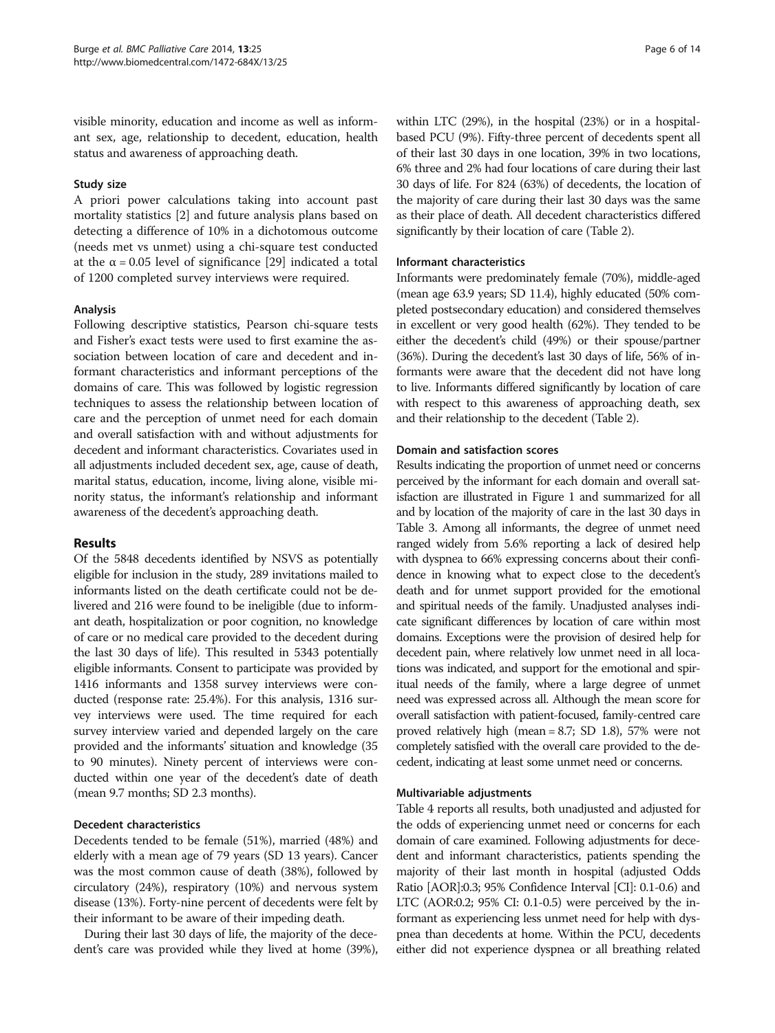visible minority, education and income as well as informant sex, age, relationship to decedent, education, health status and awareness of approaching death.

### Study size

A priori power calculations taking into account past mortality statistics [2] and future analysis plans based on detecting a difference of 10% in a dichotomous outcome (needs met vs unmet) using a chi-square test conducted at the $\alpha = 0.05$ level of significance [29] indicated a total of 1200 completed survey interviews were required.

### Analysis

Following descriptive statistics, Pearson chi-square tests and Fisher's exact tests were used to first examine the association between location of care and decedent and informant characteristics and informant perceptions of the domains of care. This was followed by logistic regression techniques to assess the relationship between location of care and the perception of unmet need for each domain and overall satisfaction with and without adjustments for decedent and informant characteristics. Covariates used in all adjustments included decedent sex, age, cause of death, marital status, education, income, living alone, visible minority status, the informant's relationship and informant awareness of the decedent's approaching death.

## Results

Of the 5848 decedents identified by NSVS as potentially eligible for inclusion in the study, 289 invitations mailed to informants listed on the death certificate could not be delivered and 216 were found to be ineligible (due to informant death, hospitalization or poor cognition, no knowledge of care or no medical care provided to the decedent during the last 30 days of life). This resulted in 5343 potentially eligible informants. Consent to participate was provided by 1416 informants and 1358 survey interviews were conducted (response rate: 25.4%). For this analysis, 1316 survey interviews were used. The time required for each survey interview varied and depended largely on the care provided and the informants' situation and knowledge (35 to 90 minutes). Ninety percent of interviews were conducted within one year of the decedent's date of death (mean 9.7 months; SD 2.3 months).

### Decedent characteristics

Decedents tended to be female (51%), married (48%) and elderly with a mean age of 79 years (SD 13 years). Cancer was the most common cause of death (38%), followed by circulatory (24%), respiratory (10%) and nervous system disease (13%). Forty-nine percent of decedents were felt by their informant to be aware of their impeding death.

During their last 30 days of life, the majority of the decedent's care was provided while they lived at home (39%), within LTC (29%), in the hospital (23%) or in a hospital-based PCU (9%). Fifty-three percent of decedents spent all of their last 30 days in one location, 39% in two locations, 6% three and 2% had four locations of care during their last 30 days of life. For 824 (63%) of decedents, the location of the majority of care during their last 30 days was the same as their place of death. All decedent characteristics differed significantly by their location of care (Table 2).

### Informant characteristics

Informants were predominately female (70%), middle-aged (mean age 63.9 years; SD 11.4), highly educated (50% completed postsecondary education) and considered themselves in excellent or very good health (62%). They tended to be either the decedent's child (49%) or their spouse/partner (36%). During the decedent's last 30 days of life, 56% of informants were aware that the decedent did not have long to live. Informants differed significantly by location of care with respect to this awareness of approaching death, sex and their relationship to the decedent (Table 2).

### Domain and satisfaction scores

Results indicating the proportion of unmet need or concerns perceived by the informant for each domain and overall satisfaction are illustrated in Figure 1 and summarized for all and by location of the majority of care in the last 30 days in Table 3. Among all informants, the degree of unmet need ranged widely from 5.6% reporting a lack of desired help with dyspnea to 66% expressing concerns about their confidence in knowing what to expect close to the decedent's death and for unmet support provided for the emotional and spiritual needs of the family. Unadjusted analyses indicate significant differences by location of care within most domains. Exceptions were the provision of desired help for decedent pain, where relatively low unmet need in all locations was indicated, and support for the emotional and spiritual needs of the family, where a large degree of unmet need was expressed across all. Although the mean score for overall satisfaction with patient-focused, family-centred care proved relatively high (mean = 8.7; SD 1.8), 57% were not completely satisfied with the overall care provided to the decedent, indicating at least some unmet need or concerns.

### Multivariable adjustments

Table 4 reports all results, both unadjusted and adjusted for the odds of experiencing unmet need or concerns for each domain of care examined. Following adjustments for decedent and informant characteristics, patients spending the majority of their last month in hospital (adjusted Odds Ratio [AOR]:0.3; 95% Confidence Interval [CI]: 0.1-0.6) and LTC (AOR:0.2; 95% CI: 0.1-0.5) were perceived by the informant as experiencing less unmet need for help with dyspnea than decedents at home. Within the PCU, decedents either did not experience dyspnea or all breathing related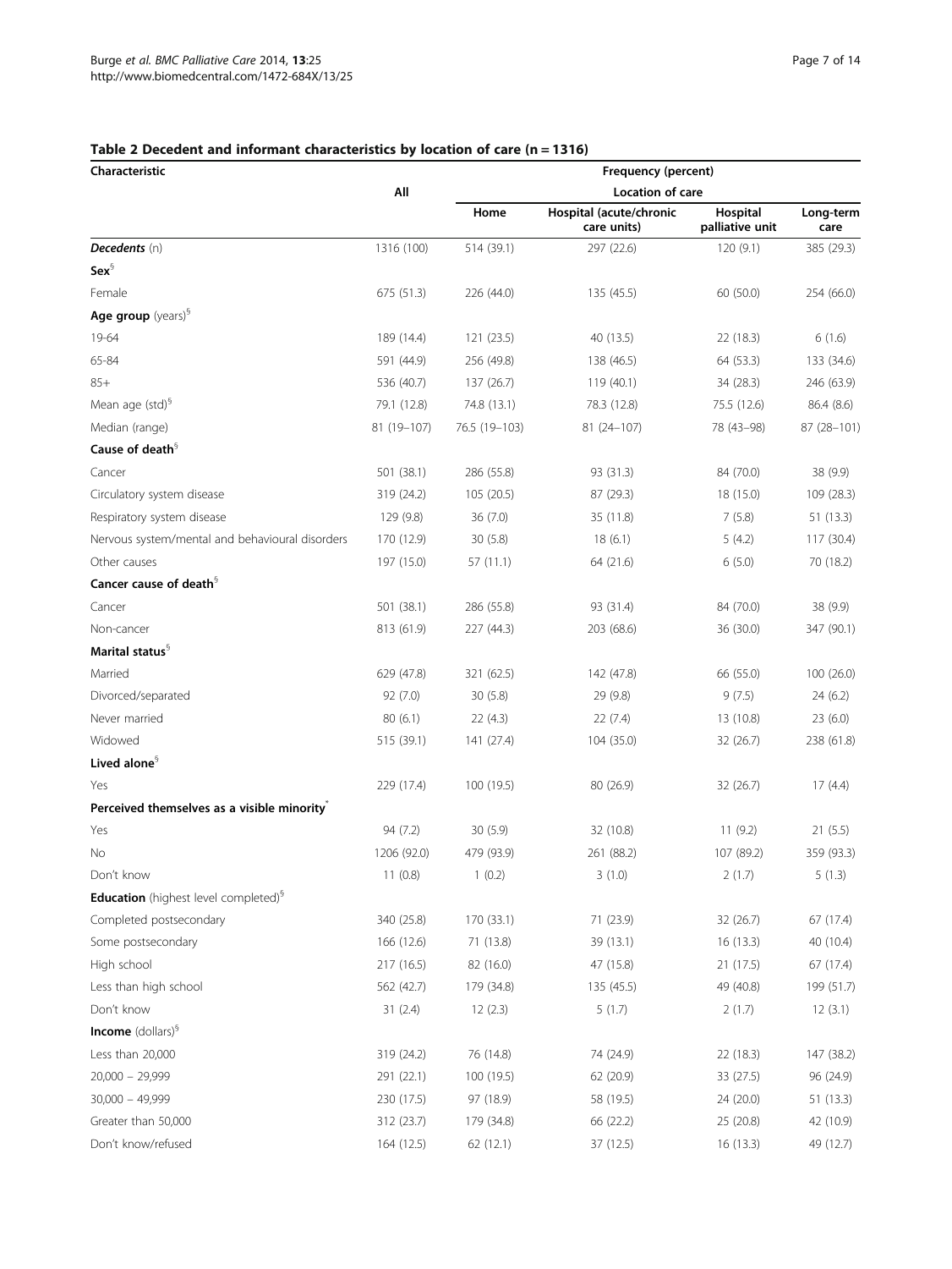## Table 2 Decedent and informant characteristics by location of care (n = 1316)

| Characteristic | Frequency (percent) | | | | |
|---|---|---|---|---|---|
| | All | Location of care | | | |
| | | Home | Hospital (acute/chronic care units) | Hospital palliative unit | Long-term care |
| ***Decedents*** (n) | 1316 (100) | 514 (39.1) | 297 (22.6) | 120 (9.1) | 385 (29.3) |
| **Sex**[§] | | | | | |
| Female | 675 (51.3) | 226 (44.0) | 135 (45.5) | 60 (50.0) | 254 (66.0) |
| **Age group** (years)[§] | | | | | |
| 19-64 | 189 (14.4) | 121 (23.5) | 40 (13.5) | 22 (18.3) | 6 (1.6) |
| 65-84 | 591 (44.9) | 256 (49.8) | 138 (46.5) | 64 (53.3) | 133 (34.6) |
| 85+ | 536 (40.7) | 137 (26.7) | 119 (40.1) | 34 (28.3) | 246 (63.9) |
| Mean age (std)[§] | 79.1 (12.8) | 74.8 (13.1) | 78.3 (12.8) | 75.5 (12.6) | 86.4 (8.6) |
| Median (range) | 81 (19–107) | 76.5 (19–103) | 81 (24–107) | 78 (43–98) | 87 (28–101) |
| **Cause of death**[§] | | | | | |
| Cancer | 501 (38.1) | 286 (55.8) | 93 (31.3) | 84 (70.0) | 38 (9.9) |
| Circulatory system disease | 319 (24.2) | 105 (20.5) | 87 (29.3) | 18 (15.0) | 109 (28.3) |
| Respiratory system disease | 129 (9.8) | 36 (7.0) | 35 (11.8) | 7 (5.8) | 51 (13.3) |
| Nervous system/mental and behavioural disorders | 170 (12.9) | 30 (5.8) | 18 (6.1) | 5 (4.2) | 117 (30.4) |
| Other causes | 197 (15.0) | 57 (11.1) | 64 (21.6) | 6 (5.0) | 70 (18.2) |
| **Cancer cause of death**[§] | | | | | |
| Cancer | 501 (38.1) | 286 (55.8) | 93 (31.4) | 84 (70.0) | 38 (9.9) |
| Non-cancer | 813 (61.9) | 227 (44.3) | 203 (68.6) | 36 (30.0) | 347 (90.1) |
| **Marital status**[§] | | | | | |
| Married | 629 (47.8) | 321 (62.5) | 142 (47.8) | 66 (55.0) | 100 (26.0) |
| Divorced/separated | 92 (7.0) | 30 (5.8) | 29 (9.8) | 9 (7.5) | 24 (6.2) |
| Never married | 80 (6.1) | 22 (4.3) | 22 (7.4) | 13 (10.8) | 23 (6.0) |
| Widowed | 515 (39.1) | 141 (27.4) | 104 (35.0) | 32 (26.7) | 238 (61.8) |
| **Lived alone**[§] | | | | | |
| Yes | 229 (17.4) | 100 (19.5) | 80 (26.9) | 32 (26.7) | 17 (4.4) |
| **Perceived themselves as a visible minority**[*] | | | | | |
| Yes | 94 (7.2) | 30 (5.9) | 32 (10.8) | 11 (9.2) | 21 (5.5) |
| No | 1206 (92.0) | 479 (93.9) | 261 (88.2) | 107 (89.2) | 359 (93.3) |
| Don't know | 11 (0.8) | 1 (0.2) | 3 (1.0) | 2 (1.7) | 5 (1.3) |
| **Education** (highest level completed)[§] | | | | | |
| Completed postsecondary | 340 (25.8) | 170 (33.1) | 71 (23.9) | 32 (26.7) | 67 (17.4) |
| Some postsecondary | 166 (12.6) | 71 (13.8) | 39 (13.1) | 16 (13.3) | 40 (10.4) |
| High school | 217 (16.5) | 82 (16.0) | 47 (15.8) | 21 (17.5) | 67 (17.4) |
| Less than high school | 562 (42.7) | 179 (34.8) | 135 (45.5) | 49 (40.8) | 199 (51.7) |
| Don't know | 31 (2.4) | 12 (2.3) | 5 (1.7) | 2 (1.7) | 12 (3.1) |
| **Income** (dollars)[§] | | | | | |
| Less than 20,000 | 319 (24.2) | 76 (14.8) | 74 (24.9) | 22 (18.3) | 147 (38.2) |
| 20,000 – 29,999 | 291 (22.1) | 100 (19.5) | 62 (20.9) | 33 (27.5) | 96 (24.9) |
| 30,000 – 49,999 | 230 (17.5) | 97 (18.9) | 58 (19.5) | 24 (20.0) | 51 (13.3) |
| Greater than 50,000 | 312 (23.7) | 179 (34.8) | 66 (22.2) | 25 (20.8) | 42 (10.9) |
| Don't know/refused | 164 (12.5) | 62 (12.1) | 37 (12.5) | 16 (13.3) | 49 (12.7) |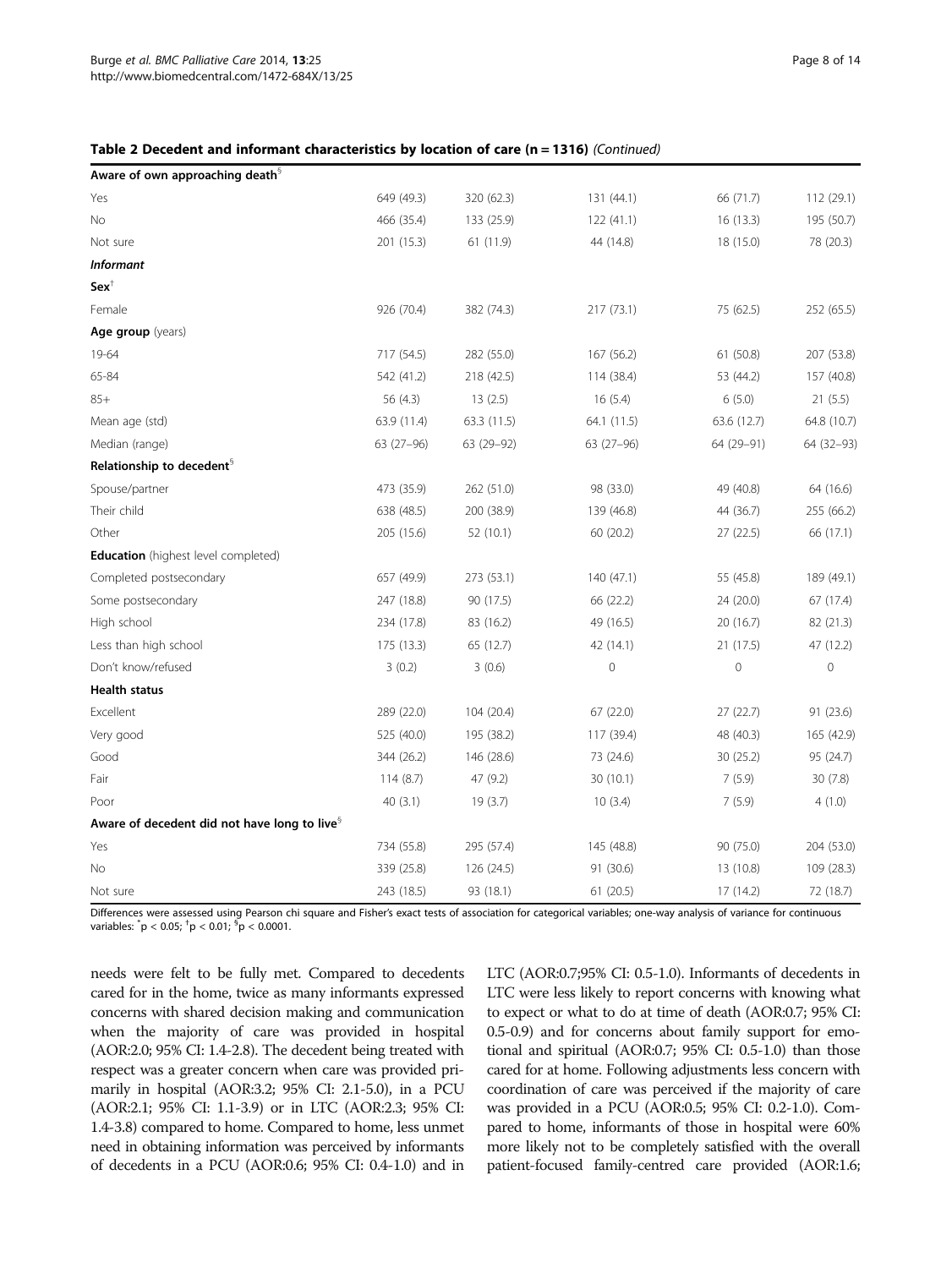**Table 2 Decedent and informant characteristics by location of care (n = 1316)** *(Continued)*

| | | | | | |
|---|---|---|---|---|---|
| **Aware of own approaching death**[§] | | | | | |
| Yes | 649 (49.3) | 320 (62.3) | 131 (44.1) | 66 (71.7) | 112 (29.1) |
| No | 466 (35.4) | 133 (25.9) | 122 (41.1) | 16 (13.3) | 195 (50.7) |
| Not sure | 201 (15.3) | 61 (11.9) | 44 (14.8) | 18 (15.0) | 78 (20.3) |
| ***Informant*** | | | | | |
| **Sex**[†] | | | | | |
| Female | 926 (70.4) | 382 (74.3) | 217 (73.1) | 75 (62.5) | 252 (65.5) |
| **Age group** (years) | | | | | |
| 19-64 | 717 (54.5) | 282 (55.0) | 167 (56.2) | 61 (50.8) | 207 (53.8) |
| 65-84 | 542 (41.2) | 218 (42.5) | 114 (38.4) | 53 (44.2) | 157 (40.8) |
| 85+ | 56 (4.3) | 13 (2.5) | 16 (5.4) | 6 (5.0) | 21 (5.5) |
| Mean age (std) | 63.9 (11.4) | 63.3 (11.5) | 64.1 (11.5) | 63.6 (12.7) | 64.8 (10.7) |
| Median (range) | 63 (27–96) | 63 (29–92) | 63 (27–96) | 64 (29–91) | 64 (32–93) |
| **Relationship to decedent**[§] | | | | | |
| Spouse/partner | 473 (35.9) | 262 (51.0) | 98 (33.0) | 49 (40.8) | 64 (16.6) |
| Their child | 638 (48.5) | 200 (38.9) | 139 (46.8) | 44 (36.7) | 255 (66.2) |
| Other | 205 (15.6) | 52 (10.1) | 60 (20.2) | 27 (22.5) | 66 (17.1) |
| **Education** (highest level completed) | | | | | |
| Completed postsecondary | 657 (49.9) | 273 (53.1) | 140 (47.1) | 55 (45.8) | 189 (49.1) |
| Some postsecondary | 247 (18.8) | 90 (17.5) | 66 (22.2) | 24 (20.0) | 67 (17.4) |
| High school | 234 (17.8) | 83 (16.2) | 49 (16.5) | 20 (16.7) | 82 (21.3) |
| Less than high school | 175 (13.3) | 65 (12.7) | 42 (14.1) | 21 (17.5) | 47 (12.2) |
| Don't know/refused | 3 (0.2) | 3 (0.6) | 0 | 0 | 0 |
| **Health status** | | | | | |
| Excellent | 289 (22.0) | 104 (20.4) | 67 (22.0) | 27 (22.7) | 91 (23.6) |
| Very good | 525 (40.0) | 195 (38.2) | 117 (39.4) | 48 (40.3) | 165 (42.9) |
| Good | 344 (26.2) | 146 (28.6) | 73 (24.6) | 30 (25.2) | 95 (24.7) |
| Fair | 114 (8.7) | 47 (9.2) | 30 (10.1) | 7 (5.9) | 30 (7.8) |
| Poor | 40 (3.1) | 19 (3.7) | 10 (3.4) | 7 (5.9) | 4 (1.0) |
| **Aware of decedent did not have long to live**[§] | | | | | |
| Yes | 734 (55.8) | 295 (57.4) | 145 (48.8) | 90 (75.0) | 204 (53.0) |
| No | 339 (25.8) | 126 (24.5) | 91 (30.6) | 13 (10.8) | 109 (28.3) |
| Not sure | 243 (18.5) | 93 (18.1) | 61 (20.5) | 17 (14.2) | 72 (18.7) |

Differences were assessed using Pearson chi square and Fisher's exact tests of association for categorical variables; one-way analysis of variance for continuous variables: [*]$p < 0.05$; [†]$p < 0.01$; [§]$p < 0.0001$.

needs were felt to be fully met. Compared to decedents cared for in the home, twice as many informants expressed concerns with shared decision making and communication when the majority of care was provided in hospital (AOR:2.0; 95% CI: 1.4-2.8). The decedent being treated with respect was a greater concern when care was provided primarily in hospital (AOR:3.2; 95% CI: 2.1-5.0), in a PCU (AOR:2.1; 95% CI: 1.1-3.9) or in LTC (AOR:2.3; 95% CI: 1.4-3.8) compared to home. Compared to home, less unmet need in obtaining information was perceived by informants of decedents in a PCU (AOR:0.6; 95% CI: 0.4-1.0) and in LTC (AOR:0.7;95% CI: 0.5-1.0). Informants of decedents in LTC were less likely to report concerns with knowing what to expect or what to do at time of death (AOR:0.7; 95% CI: 0.5-0.9) and for concerns about family support for emotional and spiritual (AOR:0.7; 95% CI: 0.5-1.0) than those cared for at home. Following adjustments less concern with coordination of care was perceived if the majority of care was provided in a PCU (AOR:0.5; 95% CI: 0.2-1.0). Compared to home, informants of those in hospital were 60% more likely not to be completely satisfied with the overall patient-focused family-centred care provided (AOR:1.6;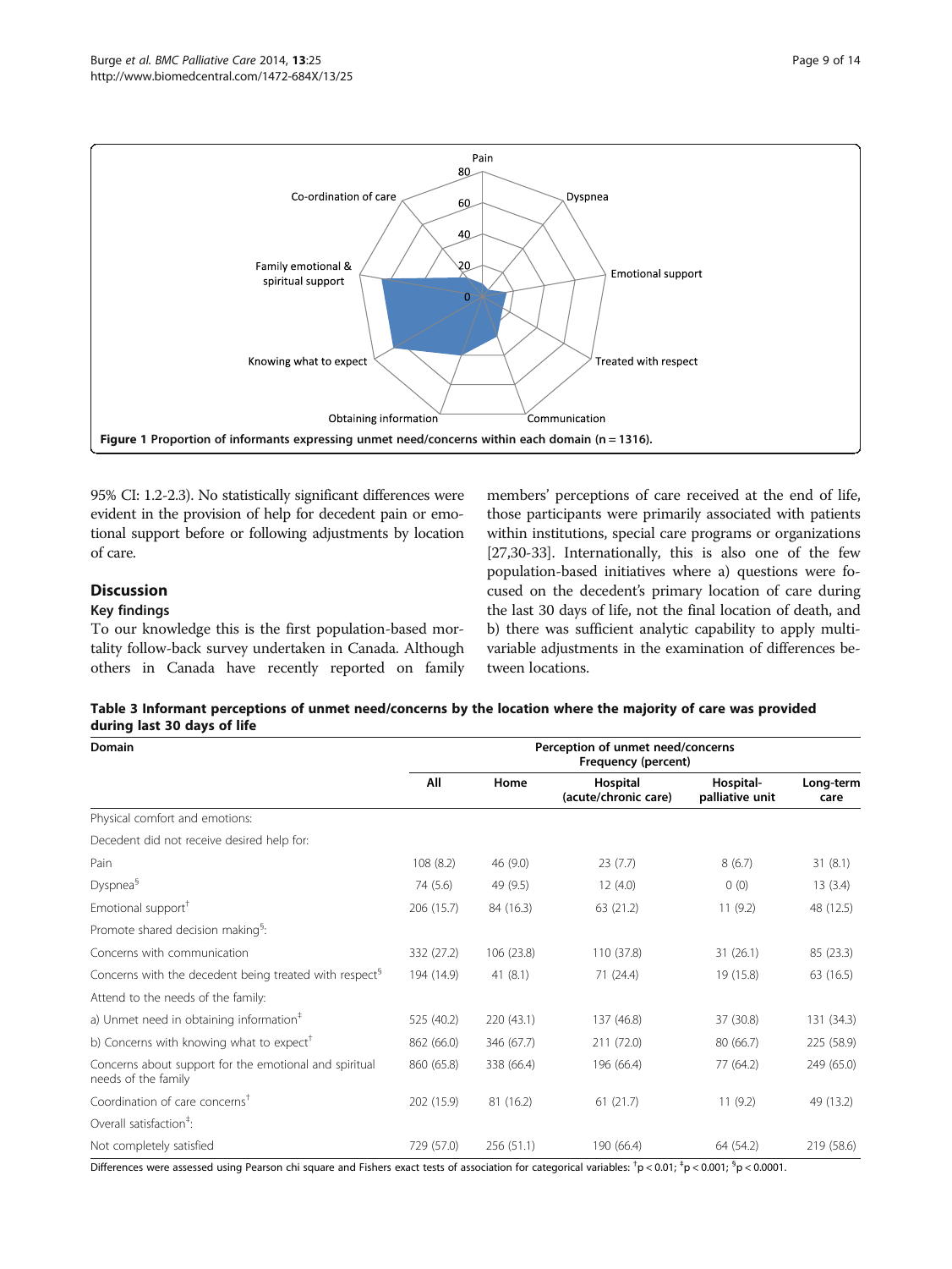Figure 1 Proportion of informants expressing unmet need/concerns within each domain (n = 1316).

95% CI: 1.2-2.3). No statistically significant differences were evident in the provision of help for decedent pain or emotional support before or following adjustments by location of care.

## Discussion

### Key findings

To our knowledge this is the first population-based mortality follow-back survey undertaken in Canada. Although others in Canada have recently reported on family members' perceptions of care received at the end of life, those participants were primarily associated with patients within institutions, special care programs or organizations [27,30-33]. Internationally, this is also one of the few population-based initiatives where a) questions were focused on the decedent's primary location of care during the last 30 days of life, not the final location of death, and b) there was sufficient analytic capability to apply multivariable adjustments in the examination of differences between locations.

**Table 3 Informant perceptions of unmet need/concerns by the location where the majority of care was provided during last 30 days of life**

| Domain | Perception of unmet need/concerns Frequency (percent) | | | | |
|---|---|---|---|---|---|
| | All | Home | Hospital (acute/chronic care) | Hospital-palliative unit | Long-term care |
| Physical comfort and emotions: | | | | | |
| Decedent did not receive desired help for: | | | | | |
| Pain | 108 (8.2) | 46 (9.0) | 23 (7.7) | 8 (6.7) | 31 (8.1) |
| Dyspnea[§] | 74 (5.6) | 49 (9.5) | 12 (4.0) | 0 (0) | 13 (3.4) |
| Emotional support[†] | 206 (15.7) | 84 (16.3) | 63 (21.2) | 11 (9.2) | 48 (12.5) |
| Promote shared decision making[§]: | | | | | |
| Concerns with communication | 332 (27.2) | 106 (23.8) | 110 (37.8) | 31 (26.1) | 85 (23.3) |
| Concerns with the decedent being treated with respect[§] | 194 (14.9) | 41 (8.1) | 71 (24.4) | 19 (15.8) | 63 (16.5) |
| Attend to the needs of the family: | | | | | |
| a) Unmet need in obtaining information[‡] | 525 (40.2) | 220 (43.1) | 137 (46.8) | 37 (30.8) | 131 (34.3) |
| b) Concerns with knowing what to expect[†] | 862 (66.0) | 346 (67.7) | 211 (72.0) | 80 (66.7) | 225 (58.9) |
| Concerns about support for the emotional and spiritual needs of the family | 860 (65.8) | 338 (66.4) | 196 (66.4) | 77 (64.2) | 249 (65.0) |
| Coordination of care concerns[†] | 202 (15.9) | 81 (16.2) | 61 (21.7) | 11 (9.2) | 49 (13.2) |
| Overall satisfaction[‡]: | | | | | |
| Not completely satisfied | 729 (57.0) | 256 (51.1) | 190 (66.4) | 64 (54.2) | 219 (58.6) |

Differences were assessed using Pearson chi square and Fishers exact tests of association for categorical variables: [†]$p < 0.01$; [‡]$p < 0.001$; [§]$p < 0.0001$.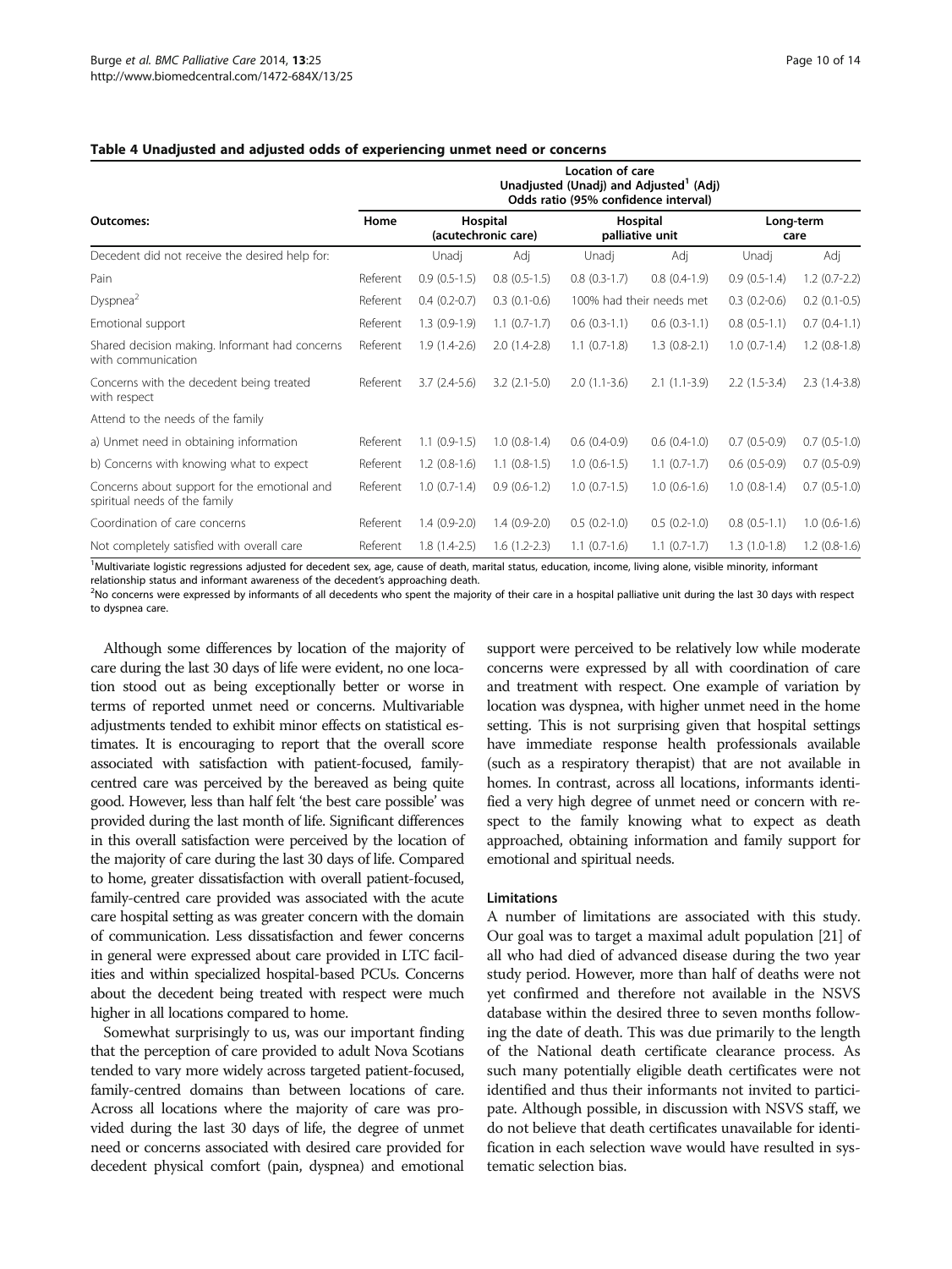**Table 4 Unadjusted and adjusted odds of experiencing unmet need or concerns**

| Outcomes: | Location of care Unadjusted (Unadj) and Adjusted[1] (Adj) Odds ratio (95% confidence interval) | | | | | | |
|---|---|---|---|---|---|---|---|
| | Home | Hospital (acutechronic care) | | Hospital palliative unit | | Long-term care | |
| Decedent did not receive the desired help for: | | Unadj | Adj | Unadj | Adj | Unadj | Adj |
| Pain | Referent | 0.9 (0.5-1.5) | 0.8 (0.5-1.5) | 0.8 (0.3-1.7) | 0.8 (0.4-1.9) | 0.9 (0.5-1.4) | 1.2 (0.7-2.2) |
| Dyspnea[2] | Referent | 0.4 (0.2-0.7) | 0.3 (0.1-0.6) | 100% had their needs met | | 0.3 (0.2-0.6) | 0.2 (0.1-0.5) |
| Emotional support | Referent | 1.3 (0.9-1.9) | 1.1 (0.7-1.7) | 0.6 (0.3-1.1) | 0.6 (0.3-1.1) | 0.8 (0.5-1.1) | 0.7 (0.4-1.1) |
| Shared decision making. Informant had concerns with communication | Referent | 1.9 (1.4-2.6) | 2.0 (1.4-2.8) | 1.1 (0.7-1.8) | 1.3 (0.8-2.1) | 1.0 (0.7-1.4) | 1.2 (0.8-1.8) |
| Concerns with the decedent being treated with respect | Referent | 3.7 (2.4-5.6) | 3.2 (2.1-5.0) | 2.0 (1.1-3.6) | 2.1 (1.1-3.9) | 2.2 (1.5-3.4) | 2.3 (1.4-3.8) |
| Attend to the needs of the family | | | | | | | |
| a) Unmet need in obtaining information | Referent | 1.1 (0.9-1.5) | 1.0 (0.8-1.4) | 0.6 (0.4-0.9) | 0.6 (0.4-1.0) | 0.7 (0.5-0.9) | 0.7 (0.5-1.0) |
| b) Concerns with knowing what to expect | Referent | 1.2 (0.8-1.6) | 1.1 (0.8-1.5) | 1.0 (0.6-1.5) | 1.1 (0.7-1.7) | 0.6 (0.5-0.9) | 0.7 (0.5-0.9) |
| Concerns about support for the emotional and spiritual needs of the family | Referent | 1.0 (0.7-1.4) | 0.9 (0.6-1.2) | 1.0 (0.7-1.5) | 1.0 (0.6-1.6) | 1.0 (0.8-1.4) | 0.7 (0.5-1.0) |
| Coordination of care concerns | Referent | 1.4 (0.9-2.0) | 1.4 (0.9-2.0) | 0.5 (0.2-1.0) | 0.5 (0.2-1.0) | 0.8 (0.5-1.1) | 1.0 (0.6-1.6) |
| Not completely satisfied with overall care | Referent | 1.8 (1.4-2.5) | 1.6 (1.2-2.3) | 1.1 (0.7-1.6) | 1.1 (0.7-1.7) | 1.3 (1.0-1.8) | 1.2 (0.8-1.6) |

[1]Multivariate logistic regressions adjusted for decedent sex, age, cause of death, marital status, education, income, living alone, visible minority, informant relationship status and informant awareness of the decedent's approaching death.
[2]No concerns were expressed by informants of all decedents who spent the majority of their care in a hospital palliative unit during the last 30 days with respect to dyspnea care.

Although some differences by location of the majority of care during the last 30 days of life were evident, no one location stood out as being exceptionally better or worse in terms of reported unmet need or concerns. Multivariable adjustments tended to exhibit minor effects on statistical estimates. It is encouraging to report that the overall score associated with satisfaction with patient-focused, family-centred care was perceived by the bereaved as being quite good. However, less than half felt 'the best care possible' was provided during the last month of life. Significant differences in this overall satisfaction were perceived by the location of the majority of care during the last 30 days of life. Compared to home, greater dissatisfaction with overall patient-focused, family-centred care provided was associated with the acute care hospital setting as was greater concern with the domain of communication. Less dissatisfaction and fewer concerns in general were expressed about care provided in LTC facilities and within specialized hospital-based PCUs. Concerns about the decedent being treated with respect were much higher in all locations compared to home.

Somewhat surprisingly to us, was our important finding that the perception of care provided to adult Nova Scotians tended to vary more widely across targeted patient-focused, family-centred domains than between locations of care. Across all locations where the majority of care was provided during the last 30 days of life, the degree of unmet need or concerns associated with desired care provided for decedent physical comfort (pain, dyspnea) and emotional support were perceived to be relatively low while moderate concerns were expressed by all with coordination of care and treatment with respect. One example of variation by location was dyspnea, with higher unmet need in the home setting. This is not surprising given that hospital settings have immediate response health professionals available (such as a respiratory therapist) that are not available in homes. In contrast, across all locations, informants identified a very high degree of unmet need or concern with respect to the family knowing what to expect as death approached, obtaining information and family support for emotional and spiritual needs.

#### Limitations

A number of limitations are associated with this study. Our goal was to target a maximal adult population [21] of all who had died of advanced disease during the two year study period. However, more than half of deaths were not yet confirmed and therefore not available in the NSVS database within the desired three to seven months following the date of death. This was due primarily to the length of the National death certificate clearance process. As such many potentially eligible death certificates were not identified and thus their informants not invited to participate. Although possible, in discussion with NSVS staff, we do not believe that death certificates unavailable for identification in each selection wave would have resulted in systematic selection bias.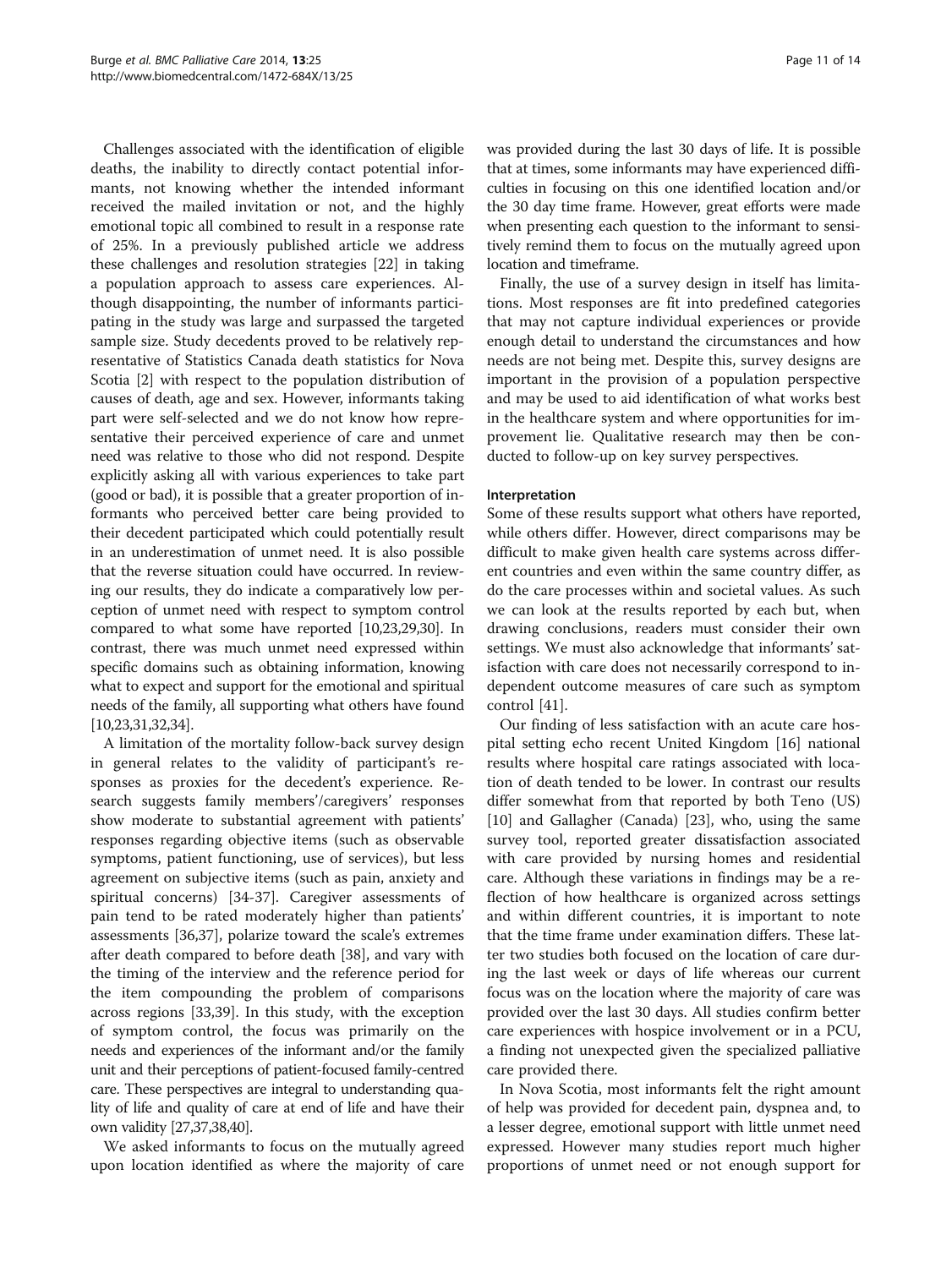Challenges associated with the identification of eligible deaths, the inability to directly contact potential informants, not knowing whether the intended informant received the mailed invitation or not, and the highly emotional topic all combined to result in a response rate of 25%. In a previously published article we address these challenges and resolution strategies [22] in taking a population approach to assess care experiences. Although disappointing, the number of informants participating in the study was large and surpassed the targeted sample size. Study decedents proved to be relatively representative of Statistics Canada death statistics for Nova Scotia [2] with respect to the population distribution of causes of death, age and sex. However, informants taking part were self-selected and we do not know how representative their perceived experience of care and unmet need was relative to those who did not respond. Despite explicitly asking all with various experiences to take part (good or bad), it is possible that a greater proportion of informants who perceived better care being provided to their decedent participated which could potentially result in an underestimation of unmet need. It is also possible that the reverse situation could have occurred. In reviewing our results, they do indicate a comparatively low perception of unmet need with respect to symptom control compared to what some have reported [10,23,29,30]. In contrast, there was much unmet need expressed within specific domains such as obtaining information, knowing what to expect and support for the emotional and spiritual needs of the family, all supporting what others have found [10,23,31,32,34].

A limitation of the mortality follow-back survey design in general relates to the validity of participant's responses as proxies for the decedent's experience. Research suggests family members'/caregivers' responses show moderate to substantial agreement with patients' responses regarding objective items (such as observable symptoms, patient functioning, use of services), but less agreement on subjective items (such as pain, anxiety and spiritual concerns) [34-37]. Caregiver assessments of pain tend to be rated moderately higher than patients' assessments [36,37], polarize toward the scale's extremes after death compared to before death [38], and vary with the timing of the interview and the reference period for the item compounding the problem of comparisons across regions [33,39]. In this study, with the exception of symptom control, the focus was primarily on the needs and experiences of the informant and/or the family unit and their perceptions of patient-focused family-centred care. These perspectives are integral to understanding quality of life and quality of care at end of life and have their own validity [27,37,38,40].

We asked informants to focus on the mutually agreed upon location identified as where the majority of care was provided during the last 30 days of life. It is possible that at times, some informants may have experienced difficulties in focusing on this one identified location and/or the 30 day time frame. However, great efforts were made when presenting each question to the informant to sensitively remind them to focus on the mutually agreed upon location and timeframe.

Finally, the use of a survey design in itself has limitations. Most responses are fit into predefined categories that may not capture individual experiences or provide enough detail to understand the circumstances and how needs are not being met. Despite this, survey designs are important in the provision of a population perspective and may be used to aid identification of what works best in the healthcare system and where opportunities for improvement lie. Qualitative research may then be conducted to follow-up on key survey perspectives.

#### Interpretation

Some of these results support what others have reported, while others differ. However, direct comparisons may be difficult to make given health care systems across different countries and even within the same country differ, as do the care processes within and societal values. As such we can look at the results reported by each but, when drawing conclusions, readers must consider their own settings. We must also acknowledge that informants' satisfaction with care does not necessarily correspond to independent outcome measures of care such as symptom control [41].

Our finding of less satisfaction with an acute care hospital setting echo recent United Kingdom [16] national results where hospital care ratings associated with location of death tended to be lower. In contrast our results differ somewhat from that reported by both Teno (US) [10] and Gallagher (Canada) [23], who, using the same survey tool, reported greater dissatisfaction associated with care provided by nursing homes and residential care. Although these variations in findings may be a reflection of how healthcare is organized across settings and within different countries, it is important to note that the time frame under examination differs. These latter two studies both focused on the location of care during the last week or days of life whereas our current focus was on the location where the majority of care was provided over the last 30 days. All studies confirm better care experiences with hospice involvement or in a PCU, a finding not unexpected given the specialized palliative care provided there.

In Nova Scotia, most informants felt the right amount of help was provided for decedent pain, dyspnea and, to a lesser degree, emotional support with little unmet need expressed. However many studies report much higher proportions of unmet need or not enough support for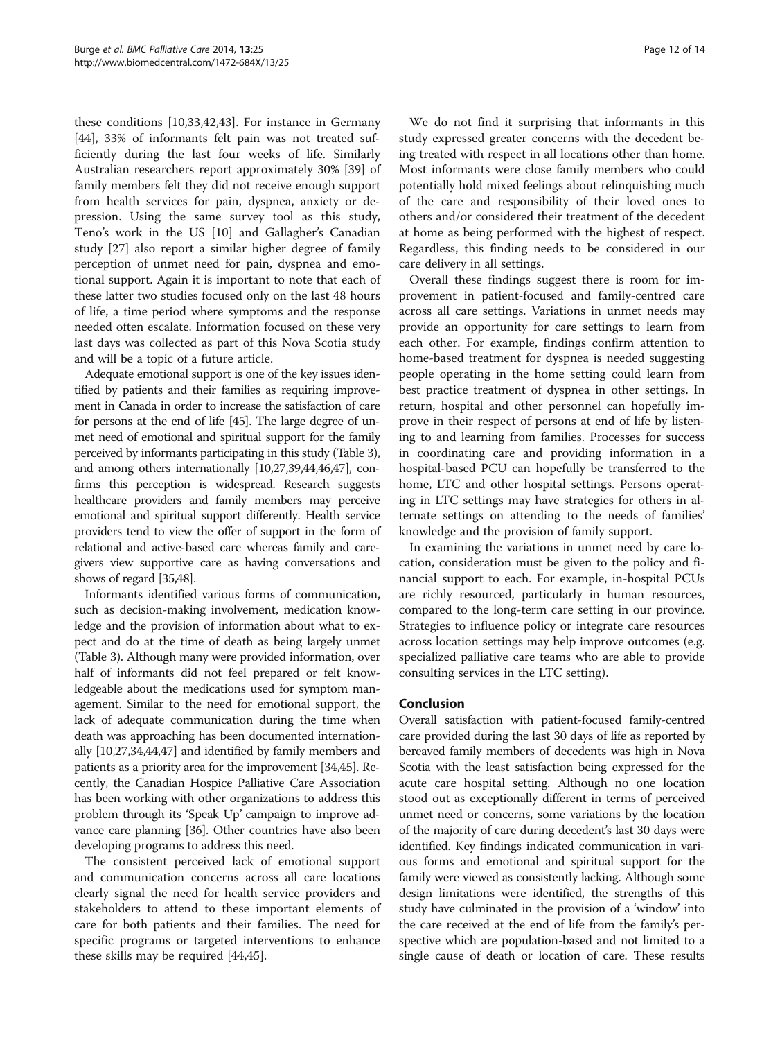these conditions [10,33,42,43]. For instance in Germany [44], 33% of informants felt pain was not treated sufficiently during the last four weeks of life. Similarly Australian researchers report approximately 30% [39] of family members felt they did not receive enough support from health services for pain, dyspnea, anxiety or depression. Using the same survey tool as this study, Teno's work in the US [10] and Gallagher's Canadian study [27] also report a similar higher degree of family perception of unmet need for pain, dyspnea and emotional support. Again it is important to note that each of these latter two studies focused only on the last 48 hours of life, a time period where symptoms and the response needed often escalate. Information focused on these very last days was collected as part of this Nova Scotia study and will be a topic of a future article.

Adequate emotional support is one of the key issues identified by patients and their families as requiring improvement in Canada in order to increase the satisfaction of care for persons at the end of life [45]. The large degree of unmet need of emotional and spiritual support for the family perceived by informants participating in this study (Table 3), and among others internationally [10,27,39,44,46,47], confirms this perception is widespread. Research suggests healthcare providers and family members may perceive emotional and spiritual support differently. Health service providers tend to view the offer of support in the form of relational and active-based care whereas family and caregivers view supportive care as having conversations and shows of regard [35,48].

Informants identified various forms of communication, such as decision-making involvement, medication knowledge and the provision of information about what to expect and do at the time of death as being largely unmet (Table 3). Although many were provided information, over half of informants did not feel prepared or felt knowledgeable about the medications used for symptom management. Similar to the need for emotional support, the lack of adequate communication during the time when death was approaching has been documented internationally [10,27,34,44,47] and identified by family members and patients as a priority area for the improvement [34,45]. Recently, the Canadian Hospice Palliative Care Association has been working with other organizations to address this problem through its 'Speak Up' campaign to improve advance care planning [36]. Other countries have also been developing programs to address this need.

The consistent perceived lack of emotional support and communication concerns across all care locations clearly signal the need for health service providers and stakeholders to attend to these important elements of care for both patients and their families. The need for specific programs or targeted interventions to enhance these skills may be required [44,45].

We do not find it surprising that informants in this study expressed greater concerns with the decedent being treated with respect in all locations other than home. Most informants were close family members who could potentially hold mixed feelings about relinquishing much of the care and responsibility of their loved ones to others and/or considered their treatment of the decedent at home as being performed with the highest of respect. Regardless, this finding needs to be considered in our care delivery in all settings.

Overall these findings suggest there is room for improvement in patient-focused and family-centred care across all care settings. Variations in unmet needs may provide an opportunity for care settings to learn from each other. For example, findings confirm attention to home-based treatment for dyspnea is needed suggesting people operating in the home setting could learn from best practice treatment of dyspnea in other settings. In return, hospital and other personnel can hopefully improve in their respect of persons at end of life by listening to and learning from families. Processes for success in coordinating care and providing information in a hospital-based PCU can hopefully be transferred to the home, LTC and other hospital settings. Persons operating in LTC settings may have strategies for others in alternate settings on attending to the needs of families' knowledge and the provision of family support.

In examining the variations in unmet need by care location, consideration must be given to the policy and financial support to each. For example, in-hospital PCUs are richly resourced, particularly in human resources, compared to the long-term care setting in our province. Strategies to influence policy or integrate care resources across location settings may help improve outcomes (e.g. specialized palliative care teams who are able to provide consulting services in the LTC setting).

## Conclusion

Overall satisfaction with patient-focused family-centred care provided during the last 30 days of life as reported by bereaved family members of decedents was high in Nova Scotia with the least satisfaction being expressed for the acute care hospital setting. Although no one location stood out as exceptionally different in terms of perceived unmet need or concerns, some variations by the location of the majority of care during decedent's last 30 days were identified. Key findings indicated communication in various forms and emotional and spiritual support for the family were viewed as consistently lacking. Although some design limitations were identified, the strengths of this study have culminated in the provision of a 'window' into the care received at the end of life from the family's perspective which are population-based and not limited to a single cause of death or location of care. These results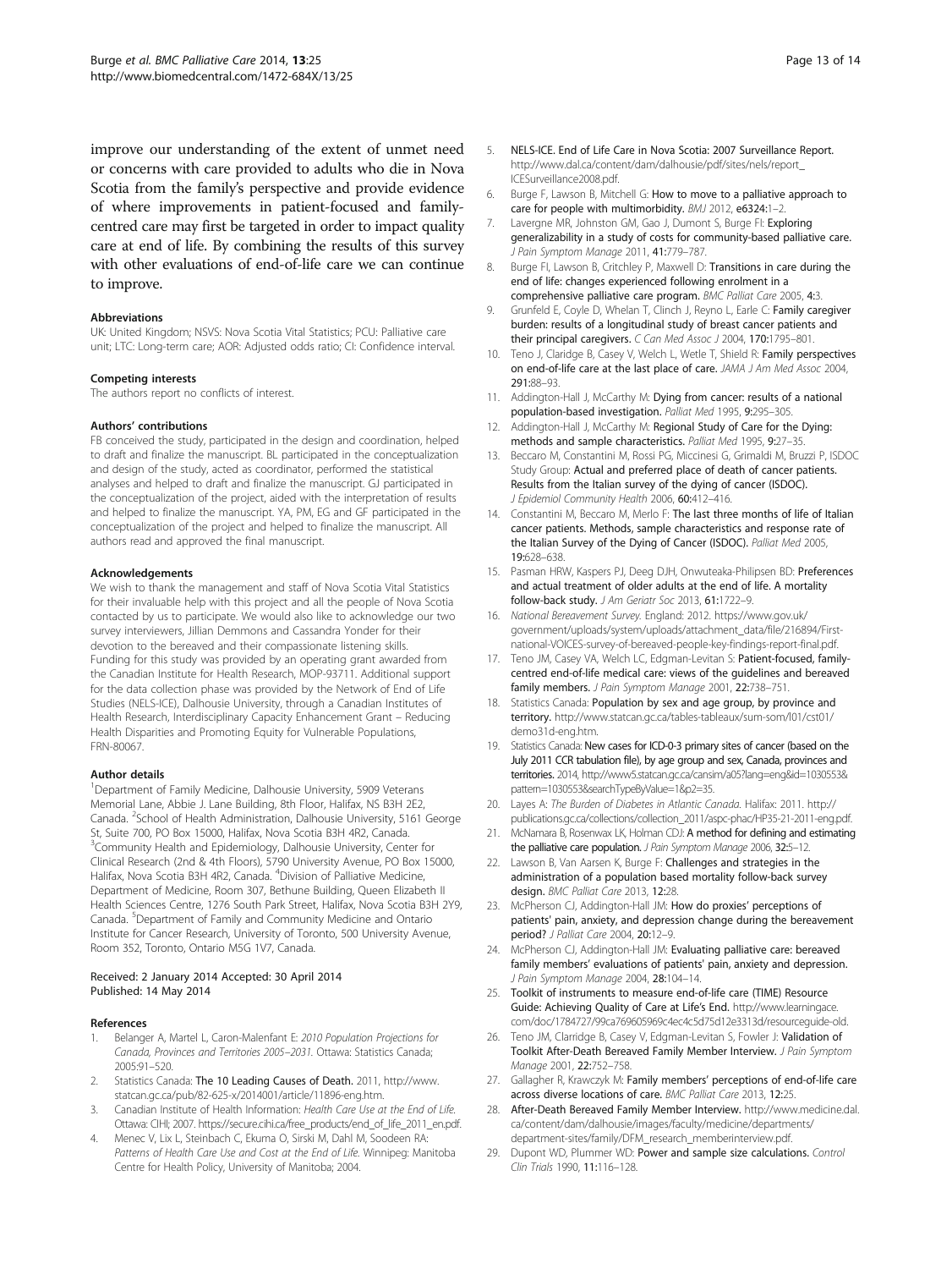improve our understanding of the extent of unmet need or concerns with care provided to adults who die in Nova Scotia from the family's perspective and provide evidence of where improvements in patient-focused and family-centred care may first be targeted in order to impact quality care at end of life. By combining the results of this survey with other evaluations of end-of-life care we can continue to improve.

#### Abbreviations

UK: United Kingdom; NSVS: Nova Scotia Vital Statistics; PCU: Palliative care unit; LTC: Long-term care; AOR: Adjusted odds ratio; CI: Confidence interval.

#### Competing interests

The authors report no conflicts of interest.

#### Authors' contributions

FB conceived the study, participated in the design and coordination, helped to draft and finalize the manuscript. BL participated in the conceptualization and design of the study, acted as coordinator, performed the statistical analyses and helped to draft and finalize the manuscript. GJ participated in the conceptualization of the project, aided with the interpretation of results and helped to finalize the manuscript. YA, PM, EG and GF participated in the conceptualization of the project and helped to finalize the manuscript. All authors read and approved the final manuscript.

#### Acknowledgements

We wish to thank the management and staff of Nova Scotia Vital Statistics for their invaluable help with this project and all the people of Nova Scotia contacted by us to participate. We would also like to acknowledge our two survey interviewers, Jillian Demmons and Cassandra Yonder for their devotion to the bereaved and their compassionate listening skills. Funding for this study was provided by an operating grant awarded from the Canadian Institute for Health Research, MOP-93711. Additional support for the data collection phase was provided by the Network of End of Life Studies (NELS-ICE), Dalhousie University, through a Canadian Institutes of Health Research, Interdisciplinary Capacity Enhancement Grant – Reducing Health Disparities and Promoting Equity for Vulnerable Populations, FRN-80067.

#### Author details

[1]Department of Family Medicine, Dalhousie University, 5909 Veterans Memorial Lane, Abbie J. Lane Building, 8th Floor, Halifax, NS B3H 2E2, Canada. [2]School of Health Administration, Dalhousie University, 5161 George St, Suite 700, PO Box 15000, Halifax, Nova Scotia B3H 4R2, Canada. [3]Community Health and Epidemiology, Dalhousie University, Center for Clinical Research (2nd & 4th Floors), 5790 University Avenue, PO Box 15000, Halifax, Nova Scotia B3H 4R2, Canada. [4]Division of Palliative Medicine, Department of Medicine, Room 307, Bethune Building, Queen Elizabeth II Health Sciences Centre, 1276 South Park Street, Halifax, Nova Scotia B3H 2Y9, Canada. [5]Department of Family and Community Medicine and Ontario Institute for Cancer Research, University of Toronto, 500 University Avenue, Room 352, Toronto, Ontario M5G 1V7, Canada.

Received: 2 January 2014 Accepted: 30 April 2014
Published: 14 May 2014

#### References

1. Belanger A, Martel L, Caron-Malenfant E: *2010 Population Projections for Canada, Provinces and Territories 2005–2031*. Ottawa: Statistics Canada; 2005:91–520.
2. Statistics Canada: **The 10 Leading Causes of Death.** 2011, http://www.statcan.gc.ca/pub/82-625-x/2014001/article/11896-eng.htm.
3. Canadian Institute of Health Information: *Health Care Use at the End of Life*. Ottawa: CIHI; 2007. https://secure.cihi.ca/free_products/end_of_life_2011_en.pdf.
4. Menec V, Lix L, Steinbach C, Ekuma O, Sirski M, Dahl M, Soodeen RA: *Patterns of Health Care Use and Cost at the End of Life*. Winnipeg: Manitoba Centre for Health Policy, University of Manitoba; 2004.
5. NELS-ICE. End of Life Care in Nova Scotia: 2007 Surveillance Report. http://www.dal.ca/content/dam/dalhousie/pdf/sites/nels/report_ICESurveillance2008.pdf.
6. Burge F, Lawson B, Mitchell G: **How to move to a palliative approach to care for people with multimorbidity.** *BMJ* 2012, e6324:1–2.
7. Lavergne MR, Johnston GM, Gao J, Dumont S, Burge FI: **Exploring generalizability in a study of costs for community-based palliative care.** *J Pain Symptom Manage* 2011, **41:**779–787.
8. Burge FI, Lawson B, Critchley P, Maxwell D: **Transitions in care during the end of life: changes experienced following enrolment in a comprehensive palliative care program.** *BMC Palliat Care* 2005, **4:**3.
9. Grunfeld E, Coyle D, Whelan T, Clinch J, Reyno L, Earle C: **Family caregiver burden: results of a longitudinal study of breast cancer patients and their principal caregivers.** *C Can Med Assoc J* 2004, **170:**1795–801.
10. Teno J, Claridge B, Casey V, Welch L, Wetle T, Shield R: **Family perspectives on end-of-life care at the last place of care.** *JAMA J Am Med Assoc* 2004, **291:**88–93.
11. Addington-Hall J, McCarthy M: **Dying from cancer: results of a national population-based investigation.** *Palliat Med* 1995, **9:**295–305.
12. Addington-Hall J, McCarthy M: **Regional Study of Care for the Dying: methods and sample characteristics.** *Palliat Med* 1995, **9:**27–35.
13. Beccaro M, Constantini M, Rossi PG, Miccinesi G, Grimaldi M, Bruzzi P, ISDOC Study Group: **Actual and preferred place of death of cancer patients. Results from the Italian survey of the dying of cancer (ISDOC).** *J Epidemiol Community Health* 2006, **60:**412–416.
14. Constantini M, Beccaro M, Merlo F: **The last three months of life of Italian cancer patients. Methods, sample characteristics and response rate of the Italian Survey of the Dying of Cancer (ISDOC).** *Palliat Med* 2005, **19:**628–638.
15. Pasman HRW, Kaspers PJ, Deeg DJH, Onwuteaka-Philipsen BD: **Preferences and actual treatment of older adults at the end of life. A mortality follow-back study.** *J Am Geriatr Soc* 2013, **61:**1722–9.
16. *National Bereavement Survey.* England: 2012. https://www.gov.uk/government/uploads/system/uploads/attachment_data/file/216894/First-national-VOICES-survey-of-bereaved-people-key-findings-report-final.pdf.
17. Teno JM, Casey VA, Welch LC, Edgman-Levitan S: **Patient-focused, family-centred end-of-life medical care: views of the guidelines and bereaved family members.** *J Pain Symptom Manage* 2001, **22:**738–751.
18. Statistics Canada: **Population by sex and age group, by province and territory.** http://www.statcan.gc.ca/tables-tableaux/sum-som/l01/cst01/demo31d-eng.htm.
19. Statistics Canada: **New cases for ICD-0-3 primary sites of cancer (based on the July 2011 CCR tabulation file), by age group and sex, Canada, provinces and territories.** 2014, http://www5.statcan.gc.ca/cansim/a05?lang=eng&id=1030553&pattern=1030553&searchTypeByValue=1&p2=35.
20. Layes A: *The Burden of Diabetes in Atlantic Canada*. Halifax: 2011. http://publications.gc.ca/collections/collection_2011/aspc-phac/HP35-21-2011-eng.pdf.
21. McNamara B, Rosenwax LK, Holman CDJ: **A method for defining and estimating the palliative care population.** *J Pain Symptom Manage* 2006, **32:**5–12.
22. Lawson B, Van Aarsen K, Burge F: **Challenges and strategies in the administration of a population based mortality follow-back survey design.** *BMC Palliat Care* 2013, **12:**28.
23. McPherson CJ, Addington-Hall JM: **How do proxies' perceptions of patients' pain, anxiety, and depression change during the bereavement period?** *J Palliat Care* 2004, **20:**12–9.
24. McPherson CJ, Addington-Hall JM: **Evaluating palliative care: bereaved family members' evaluations of patients' pain, anxiety and depression.** *J Pain Symptom Manage* 2004, **28:**104–14.
25. Toolkit of instruments to measure end-of-life care (TIME) Resource Guide: Achieving Quality of Care at Life's End. http://www.learningace.com/doc/1784727/99ca769605969c4ec4c5d75d12e3313d/resourceguide-old.
26. Teno JM, Clarridge B, Casey V, Edgman-Levitan S, Fowler J: **Validation of Toolkit After-Death Bereaved Family Member Interview.** *J Pain Symptom Manage* 2001, **22:**752–758.
27. Gallagher R, Krawczyk M: **Family members' perceptions of end-of-life care across diverse locations of care.** *BMC Palliat Care* 2013, **12:**25.
28. **After-Death Bereaved Family Member Interview.** http://www.medicine.dal.ca/content/dam/dalhousie/images/faculty/medicine/departments/department-sites/family/DFM_research_memberinterview.pdf.
29. Dupont WD, Plummer WD: **Power and sample size calculations.** *Control Clin Trials* 1990, **11:**116–128.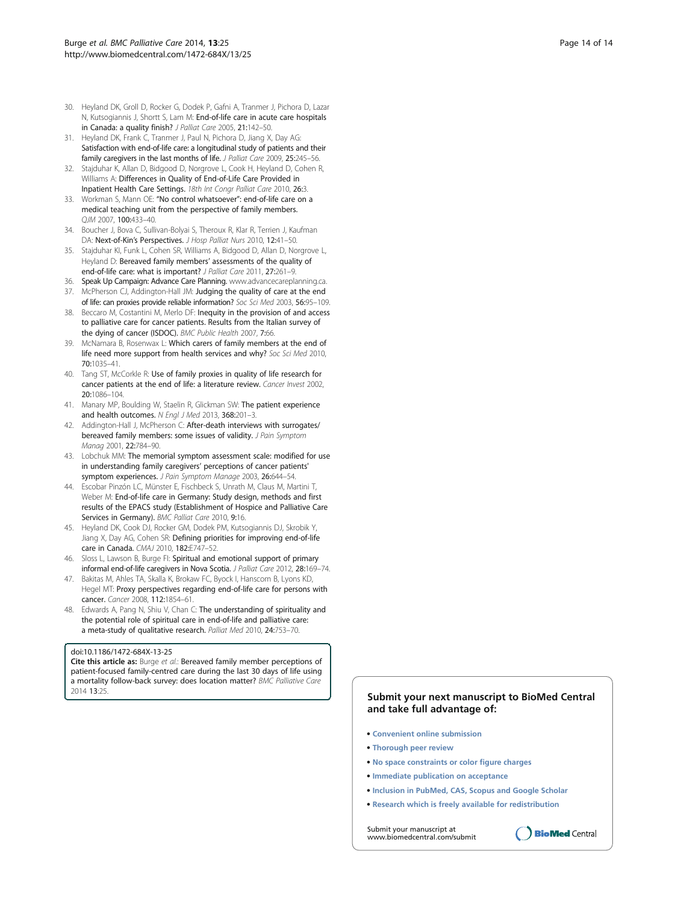30. Heyland DK, Groll D, Rocker G, Dodek P, Gafni A, Tranmer J, Pichora D, Lazar N, Kutsogiannis J, Shortt S, Lam M: **End-of-life care in acute care hospitals in Canada: a quality finish?** *J Palliat Care* 2005, **21:**142–50.
31. Heyland DK, Frank C, Tranmer J, Paul N, Pichora D, Jiang X, Day AG: **Satisfaction with end-of-life care: a longitudinal study of patients and their family caregivers in the last months of life.** *J Palliat Care* 2009, **25:**245–56.
32. Stajduhar K, Allan D, Bidgood D, Norgrove L, Cook H, Heyland D, Cohen R, Williams A: **Differences in Quality of End-of-Life Care Provided in Inpatient Health Care Settings.** *18th Int Congr Palliat Care* 2010, **26:**3.
33. Workman S, Mann OE: **"No control whatsoever": end-of-life care on a medical teaching unit from the perspective of family members.** *QJM* 2007, **100:**433–40.
34. Boucher J, Bova C, Sullivan-Bolyai S, Theroux R, Klar R, Terrien J, Kaufman DA: **Next-of-Kin's Perspectives.** *J Hosp Palliat Nurs* 2010, **12:**41–50.
35. Stajduhar KI, Funk L, Cohen SR, Williams A, Bidgood D, Allan D, Norgrove L, Heyland D: **Bereaved family members' assessments of the quality of end-of-life care: what is important?** *J Palliat Care* 2011, **27:**261–9.
36. **Speak Up Campaign: Advance Care Planning.** www.advancecareplanning.ca.
37. McPherson CJ, Addington-Hall JM: **Judging the quality of care at the end of life: can proxies provide reliable information?** *Soc Sci Med* 2003, **56:**95–109.
38. Beccaro M, Costantini M, Merlo DF: **Inequity in the provision of and access to palliative care for cancer patients. Results from the Italian survey of the dying of cancer (ISDOC).** *BMC Public Health* 2007, **7:**66.
39. McNamara B, Rosenwax L: **Which carers of family members at the end of life need more support from health services and why?** *Soc Sci Med* 2010, **70:**1035–41.
40. Tang ST, McCorkle R: **Use of family proxies in quality of life research for cancer patients at the end of life: a literature review.** *Cancer Invest* 2002, **20:**1086–104.
41. Manary MP, Boulding W, Staelin R, Glickman SW: **The patient experience and health outcomes.** *N Engl J Med* 2013, **368:**201–3.
42. Addington-Hall J, McPherson C: **After-death interviews with surrogates/bereaved family members: some issues of validity.** *J Pain Symptom Manag* 2001, **22:**784–90.
43. Lobchuk MM: **The memorial symptom assessment scale: modified for use in understanding family caregivers' perceptions of cancer patients' symptom experiences.** *J Pain Symptom Manage* 2003, **26:**644–54.
44. Escobar Pinzón LC, Münster E, Fischbeck S, Unrath M, Claus M, Martini T, Weber M: **End-of-life care in Germany: Study design, methods and first results of the EPACS study (Establishment of Hospice and Palliative Care Services in Germany).** *BMC Palliat Care* 2010, **9:**16.
45. Heyland DK, Cook DJ, Rocker GM, Dodek PM, Kutsogiannis DJ, Skrobik Y, Jiang X, Day AG, Cohen SR: **Defining priorities for improving end-of-life care in Canada.** *CMAJ* 2010, **182:**E747–52.
46. Sloss L, Lawson B, Burge FI: **Spiritual and emotional support of primary informal end-of-life caregivers in Nova Scotia.** *J Palliat Care* 2012, **28:**169–74.
47. Bakitas M, Ahles TA, Skalla K, Brokaw FC, Byock I, Hanscom B, Lyons KD, Hegel MT: **Proxy perspectives regarding end-of-life care for persons with cancer.** *Cancer* 2008, **112:**1854–61.
48. Edwards A, Pang N, Shiu V, Chan C: **The understanding of spirituality and the potential role of spiritual care in end-of-life and palliative care: a meta-study of qualitative research.** *Palliat Med* 2010, **24:**753–70.

doi:10.1186/1472-684X-13-25

**Cite this article as:** Burge *et al.*: Bereaved family member perceptions of patient-focused family-centred care during the last 30 days of life using a mortality follow-back survey: does location matter? *BMC Palliative Care* 2014 **13**:25.

**Submit your next manuscript to BioMed Central and take full advantage of:**

- **Convenient online submission**
- **Thorough peer review**
- **No space constraints or color figure charges**
- **Immediate publication on acceptance**
- **Inclusion in PubMed, CAS, Scopus and Google Scholar**
- **Research which is freely available for redistribution**

Submit your manuscript at www.biomedcentral.com/submit

BioMed Central